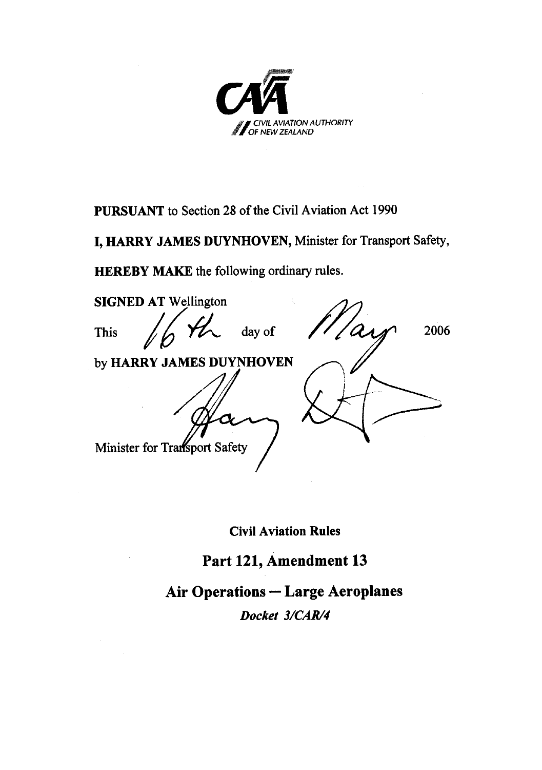CIVIL AVIATION AUTHORITY OF NEW ZEALAND

**PURSUANT** to Section 28 of the Civil Aviation Act 1990

**I, HARRY JAMES DUYNHOVEN,** Minister for Transport Safety,

**HEREBY MAKE** the following ordinary rules.

**SIGNED AT** Wellington

This 16th day of May 2006

by **HARRY JAMES DUYNHOVEN**

Minister for Transport Safety

**Civil Aviation Rules**

# Part 121, Amendment 13

## Air Operations — Large Aeroplanes

***Docket 3/CAR/4***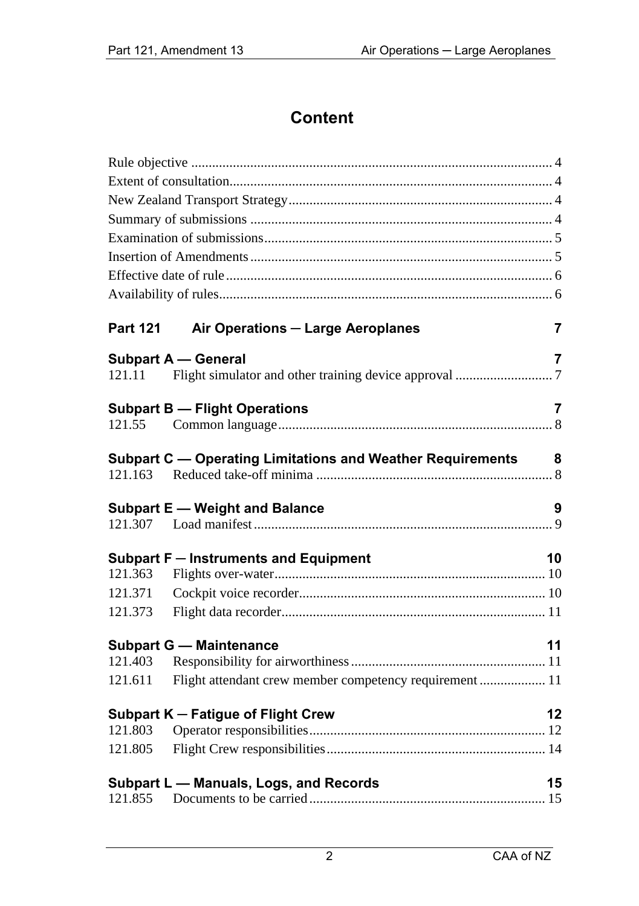# Content

Rule objective ....................................................................................................... 4
Extent of consultation............................................................................................ 4
New Zealand Transport Strategy............................................................................ 4
Summary of submissions ....................................................................................... 4
Examination of submissions................................................................................... 5
Insertion of Amendments ....................................................................................... 5
Effective date of rule .............................................................................................. 6
Availability of rules................................................................................................ 6

**Part 121 Air Operations ─ Large Aeroplanes** **7**

**Subpart A — General** **7**

121.11 Flight simulator and other training device approval ............................ 7

**Subpart B — Flight Operations** **7**

121.55 Common language............................................................................... 8

**Subpart C — Operating Limitations and Weather Requirements** **8**

121.163 Reduced take-off minima .................................................................... 8

**Subpart E — Weight and Balance** **9**

121.307 Load manifest ...................................................................................... 9

**Subpart F ─ Instruments and Equipment** **10**

121.363 Flights over-water.............................................................................. 10

121.371 Cockpit voice recorder....................................................................... 10

121.373 Flight data recorder............................................................................ 11

**Subpart G — Maintenance** **11**

121.403 Responsibility for airworthiness ........................................................ 11

121.611 Flight attendant crew member competency requirement ................... 11

**Subpart K ─ Fatigue of Flight Crew** **12**

121.803 Operator responsibilities.................................................................... 12

121.805 Flight Crew responsibilities ............................................................... 14

**Subpart L — Manuals, Logs, and Records** **15**

121.855 Documents to be carried .................................................................... 15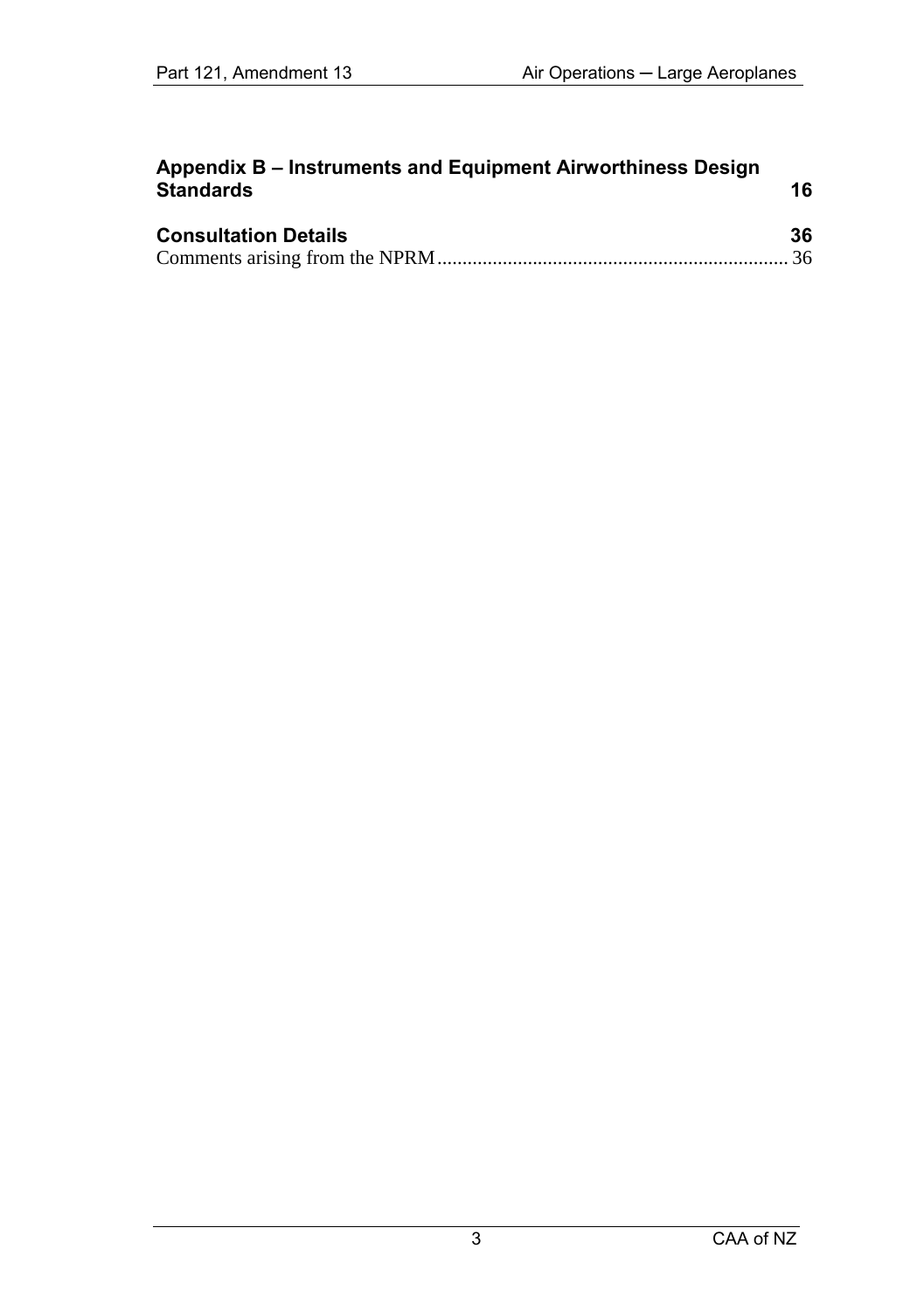**Appendix B – Instruments and Equipment Airworthiness Design Standards** **16**

**Consultation Details** **36**

Comments arising from the NPRM ..................................................................... 36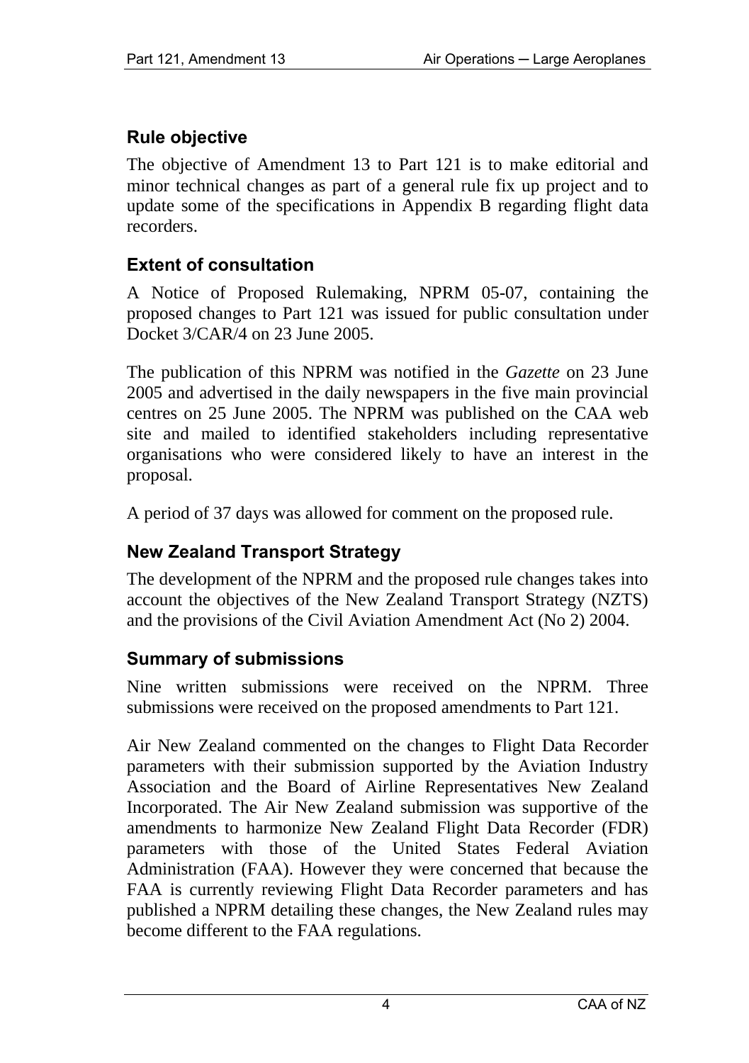## Rule objective

The objective of Amendment 13 to Part 121 is to make editorial and minor technical changes as part of a general rule fix up project and to update some of the specifications in Appendix B regarding flight data recorders.

## Extent of consultation

A Notice of Proposed Rulemaking, NPRM 05-07, containing the proposed changes to Part 121 was issued for public consultation under Docket 3/CAR/4 on 23 June 2005.

The publication of this NPRM was notified in the *Gazette* on 23 June 2005 and advertised in the daily newspapers in the five main provincial centres on 25 June 2005. The NPRM was published on the CAA web site and mailed to identified stakeholders including representative organisations who were considered likely to have an interest in the proposal.

A period of 37 days was allowed for comment on the proposed rule.

## New Zealand Transport Strategy

The development of the NPRM and the proposed rule changes takes into account the objectives of the New Zealand Transport Strategy (NZTS) and the provisions of the Civil Aviation Amendment Act (No 2) 2004.

## Summary of submissions

Nine written submissions were received on the NPRM. Three submissions were received on the proposed amendments to Part 121.

Air New Zealand commented on the changes to Flight Data Recorder parameters with their submission supported by the Aviation Industry Association and the Board of Airline Representatives New Zealand Incorporated. The Air New Zealand submission was supportive of the amendments to harmonize New Zealand Flight Data Recorder (FDR) parameters with those of the United States Federal Aviation Administration (FAA). However they were concerned that because the FAA is currently reviewing Flight Data Recorder parameters and has published a NPRM detailing these changes, the New Zealand rules may become different to the FAA regulations.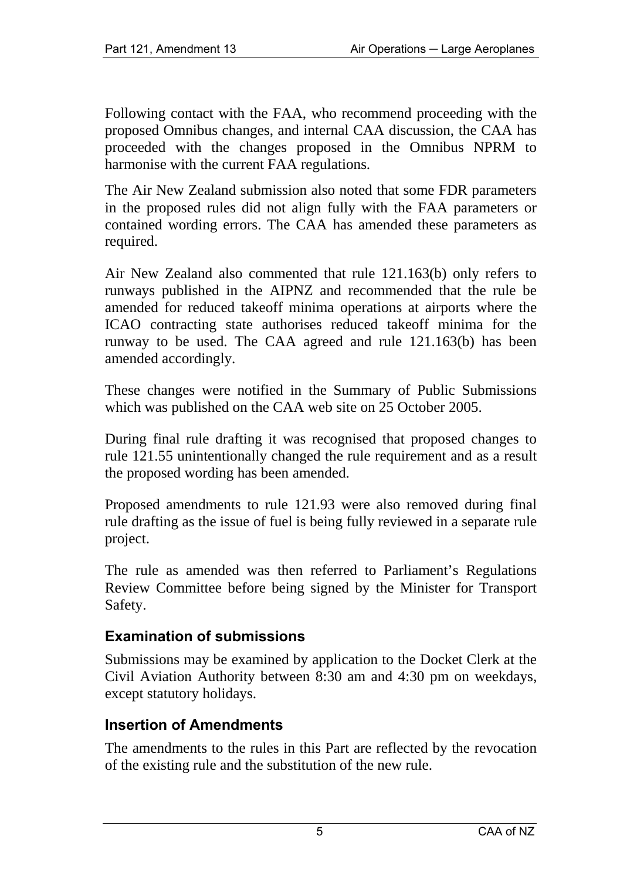Following contact with the FAA, who recommend proceeding with the proposed Omnibus changes, and internal CAA discussion, the CAA has proceeded with the changes proposed in the Omnibus NPRM to harmonise with the current FAA regulations.

The Air New Zealand submission also noted that some FDR parameters in the proposed rules did not align fully with the FAA parameters or contained wording errors. The CAA has amended these parameters as required.

Air New Zealand also commented that rule 121.163(b) only refers to runways published in the AIPNZ and recommended that the rule be amended for reduced takeoff minima operations at airports where the ICAO contracting state authorises reduced takeoff minima for the runway to be used. The CAA agreed and rule 121.163(b) has been amended accordingly.

These changes were notified in the Summary of Public Submissions which was published on the CAA web site on 25 October 2005.

During final rule drafting it was recognised that proposed changes to rule 121.55 unintentionally changed the rule requirement and as a result the proposed wording has been amended.

Proposed amendments to rule 121.93 were also removed during final rule drafting as the issue of fuel is being fully reviewed in a separate rule project.

The rule as amended was then referred to Parliament's Regulations Review Committee before being signed by the Minister for Transport Safety.

## Examination of submissions

Submissions may be examined by application to the Docket Clerk at the Civil Aviation Authority between 8:30 am and 4:30 pm on weekdays, except statutory holidays.

## Insertion of Amendments

The amendments to the rules in this Part are reflected by the revocation of the existing rule and the substitution of the new rule.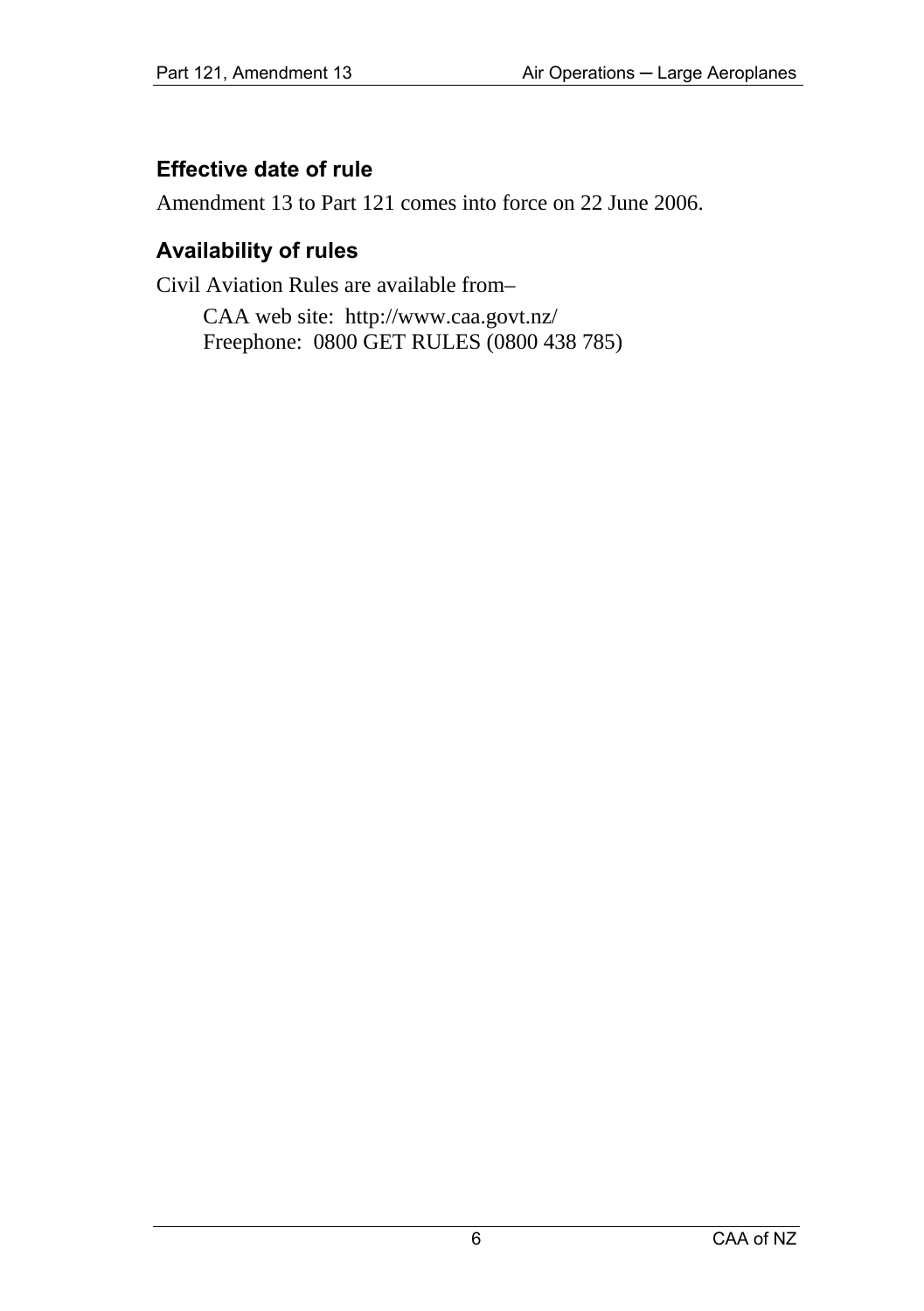## Effective date of rule

Amendment 13 to Part 121 comes into force on 22 June 2006.

## Availability of rules

Civil Aviation Rules are available from–

CAA web site: http://www.caa.govt.nz/
Freephone: 0800 GET RULES (0800 438 785)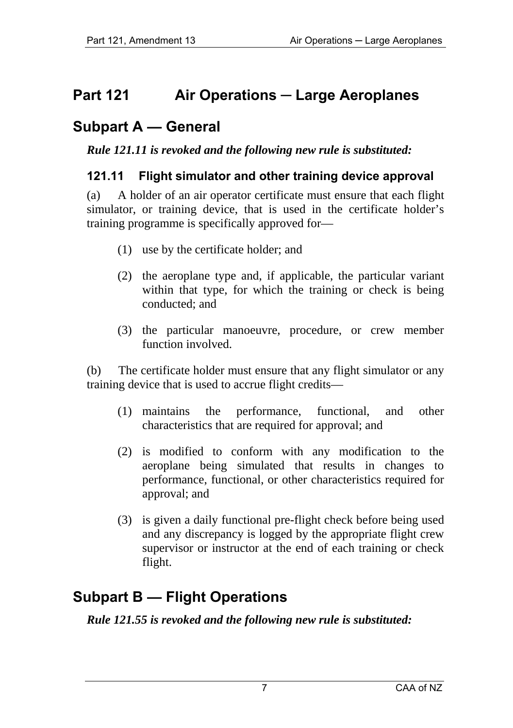# Part 121 Air Operations ─ Large Aeroplanes

## Subpart A — General

***Rule 121.11 is revoked and the following new rule is substituted:***

### 121.11 Flight simulator and other training device approval

(a) A holder of an air operator certificate must ensure that each flight simulator, or training device, that is used in the certificate holder's training programme is specifically approved for—

(1) use by the certificate holder; and

(2) the aeroplane type and, if applicable, the particular variant within that type, for which the training or check is being conducted; and

(3) the particular manoeuvre, procedure, or crew member function involved.

(b) The certificate holder must ensure that any flight simulator or any training device that is used to accrue flight credits—

(1) maintains the performance, functional, and other characteristics that are required for approval; and

(2) is modified to conform with any modification to the aeroplane being simulated that results in changes to performance, functional, or other characteristics required for approval; and

(3) is given a daily functional pre-flight check before being used and any discrepancy is logged by the appropriate flight crew supervisor or instructor at the end of each training or check flight.

## Subpart B — Flight Operations

***Rule 121.55 is revoked and the following new rule is substituted:***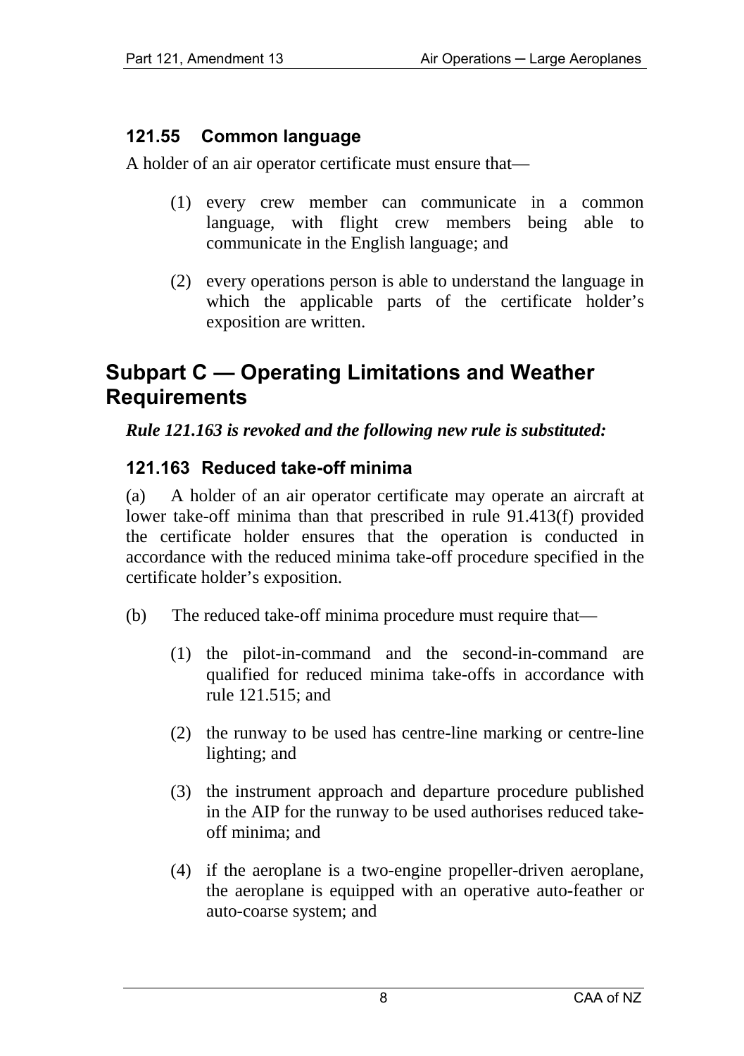### 121.55 Common language

A holder of an air operator certificate must ensure that—

(1) every crew member can communicate in a common language, with flight crew members being able to communicate in the English language; and

(2) every operations person is able to understand the language in which the applicable parts of the certificate holder's exposition are written.

## Subpart C — Operating Limitations and Weather Requirements

***Rule 121.163 is revoked and the following new rule is substituted:***

### 121.163 Reduced take-off minima

(a) A holder of an air operator certificate may operate an aircraft at lower take-off minima than that prescribed in rule 91.413(f) provided the certificate holder ensures that the operation is conducted in accordance with the reduced minima take-off procedure specified in the certificate holder's exposition.

(b) The reduced take-off minima procedure must require that—

(1) the pilot-in-command and the second-in-command are qualified for reduced minima take-offs in accordance with rule 121.515; and

(2) the runway to be used has centre-line marking or centre-line lighting; and

(3) the instrument approach and departure procedure published in the AIP for the runway to be used authorises reduced take-off minima; and

(4) if the aeroplane is a two-engine propeller-driven aeroplane, the aeroplane is equipped with an operative auto-feather or auto-coarse system; and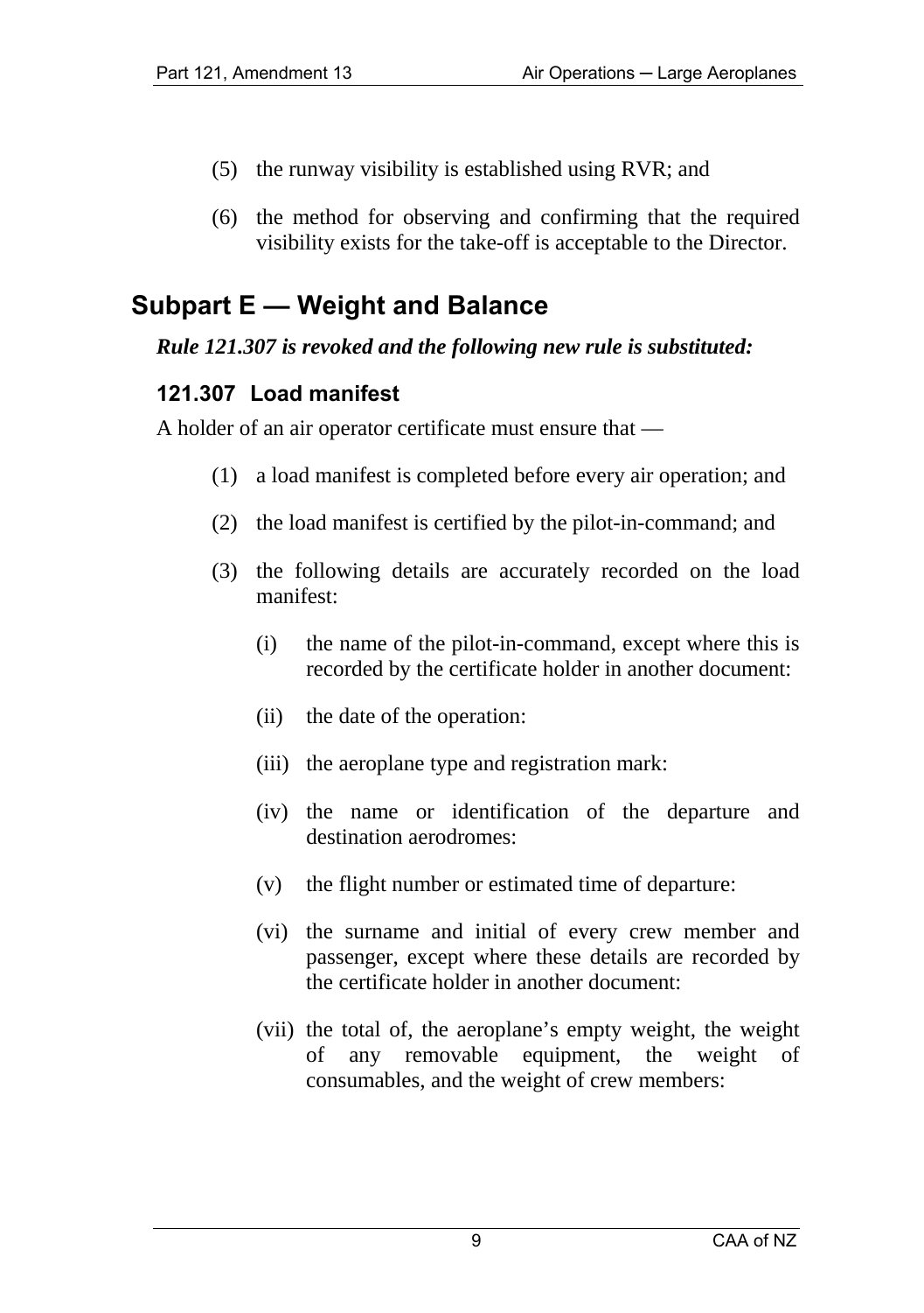(5) the runway visibility is established using RVR; and

(6) the method for observing and confirming that the required visibility exists for the take-off is acceptable to the Director.

# Subpart E — Weight and Balance

***Rule 121.307 is revoked and the following new rule is substituted:***

### 121.307 Load manifest

A holder of an air operator certificate must ensure that —

(1) a load manifest is completed before every air operation; and

(2) the load manifest is certified by the pilot-in-command; and

(3) the following details are accurately recorded on the load manifest:

(i) the name of the pilot-in-command, except where this is recorded by the certificate holder in another document:

(ii) the date of the operation:

(iii) the aeroplane type and registration mark:

(iv) the name or identification of the departure and destination aerodromes:

(v) the flight number or estimated time of departure:

(vi) the surname and initial of every crew member and passenger, except where these details are recorded by the certificate holder in another document:

(vii) the total of, the aeroplane's empty weight, the weight of any removable equipment, the weight of consumables, and the weight of crew members: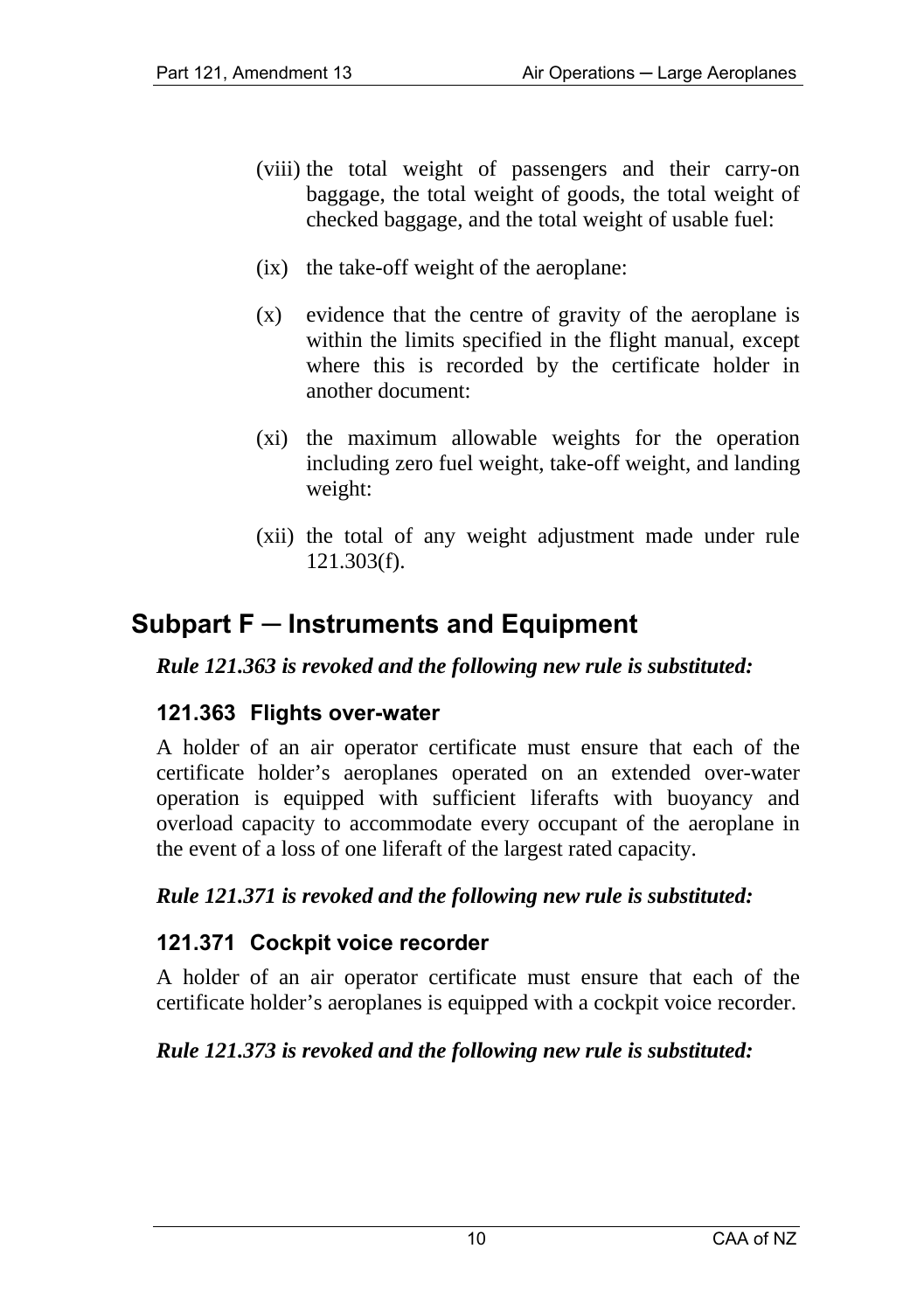(viii) the total weight of passengers and their carry-on baggage, the total weight of goods, the total weight of checked baggage, and the total weight of usable fuel:

(ix) the take-off weight of the aeroplane:

(x) evidence that the centre of gravity of the aeroplane is within the limits specified in the flight manual, except where this is recorded by the certificate holder in another document:

(xi) the maximum allowable weights for the operation including zero fuel weight, take-off weight, and landing weight:

(xii) the total of any weight adjustment made under rule 121.303(f).

## Subpart F ─ Instruments and Equipment

***Rule 121.363 is revoked and the following new rule is substituted:***

### 121.363 Flights over-water

A holder of an air operator certificate must ensure that each of the certificate holder's aeroplanes operated on an extended over-water operation is equipped with sufficient liferafts with buoyancy and overload capacity to accommodate every occupant of the aeroplane in the event of a loss of one liferaft of the largest rated capacity.

***Rule 121.371 is revoked and the following new rule is substituted:***

### 121.371 Cockpit voice recorder

A holder of an air operator certificate must ensure that each of the certificate holder's aeroplanes is equipped with a cockpit voice recorder.

***Rule 121.373 is revoked and the following new rule is substituted:***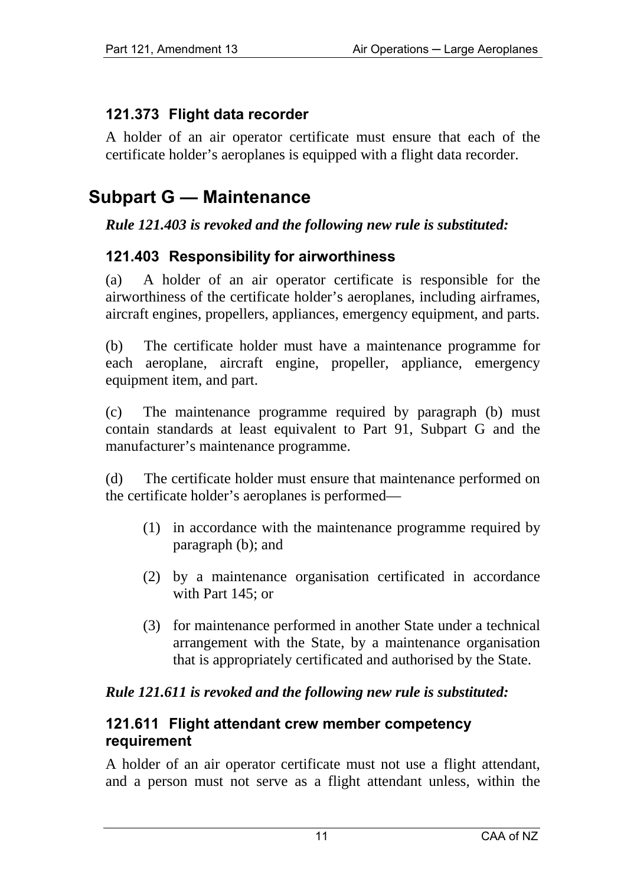### 121.373 Flight data recorder

A holder of an air operator certificate must ensure that each of the certificate holder's aeroplanes is equipped with a flight data recorder.

## Subpart G — Maintenance

***Rule 121.403 is revoked and the following new rule is substituted:***

### 121.403 Responsibility for airworthiness

(a) A holder of an air operator certificate is responsible for the airworthiness of the certificate holder's aeroplanes, including airframes, aircraft engines, propellers, appliances, emergency equipment, and parts.

(b) The certificate holder must have a maintenance programme for each aeroplane, aircraft engine, propeller, appliance, emergency equipment item, and part.

(c) The maintenance programme required by paragraph (b) must contain standards at least equivalent to Part 91, Subpart G and the manufacturer's maintenance programme.

(d) The certificate holder must ensure that maintenance performed on the certificate holder's aeroplanes is performed—

(1) in accordance with the maintenance programme required by paragraph (b); and

(2) by a maintenance organisation certificated in accordance with Part 145; or

(3) for maintenance performed in another State under a technical arrangement with the State, by a maintenance organisation that is appropriately certificated and authorised by the State.

***Rule 121.611 is revoked and the following new rule is substituted:***

### 121.611 Flight attendant crew member competency requirement

A holder of an air operator certificate must not use a flight attendant, and a person must not serve as a flight attendant unless, within the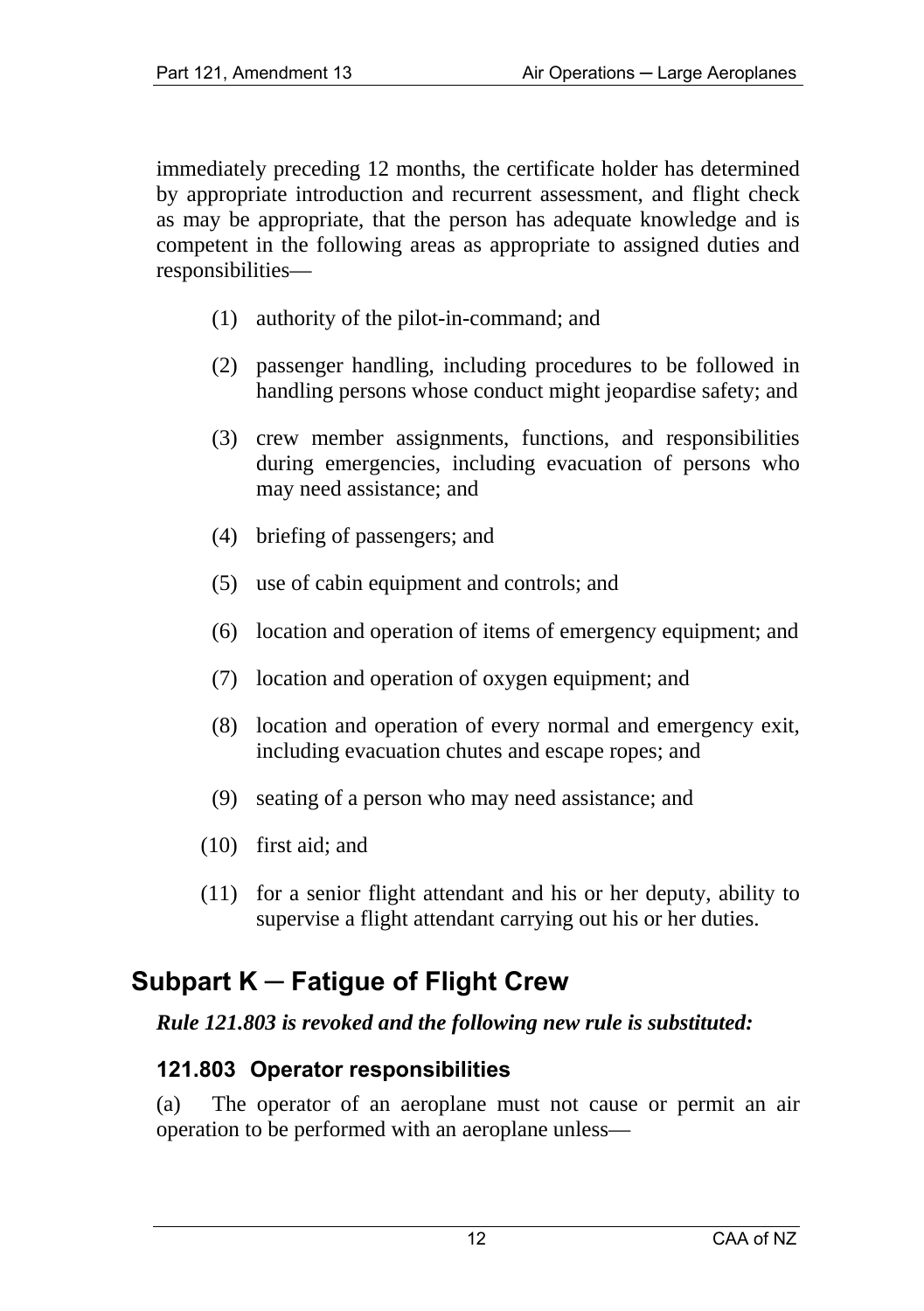immediately preceding 12 months, the certificate holder has determined by appropriate introduction and recurrent assessment, and flight check as may be appropriate, that the person has adequate knowledge and is competent in the following areas as appropriate to assigned duties and responsibilities—

(1) authority of the pilot-in-command; and

(2) passenger handling, including procedures to be followed in handling persons whose conduct might jeopardise safety; and

(3) crew member assignments, functions, and responsibilities during emergencies, including evacuation of persons who may need assistance; and

(4) briefing of passengers; and

(5) use of cabin equipment and controls; and

(6) location and operation of items of emergency equipment; and

(7) location and operation of oxygen equipment; and

(8) location and operation of every normal and emergency exit, including evacuation chutes and escape ropes; and

(9) seating of a person who may need assistance; and

(10) first aid; and

(11) for a senior flight attendant and his or her deputy, ability to supervise a flight attendant carrying out his or her duties.

## Subpart K ─ Fatigue of Flight Crew

***Rule 121.803 is revoked and the following new rule is substituted:***

### 121.803 Operator responsibilities

(a) The operator of an aeroplane must not cause or permit an air operation to be performed with an aeroplane unless—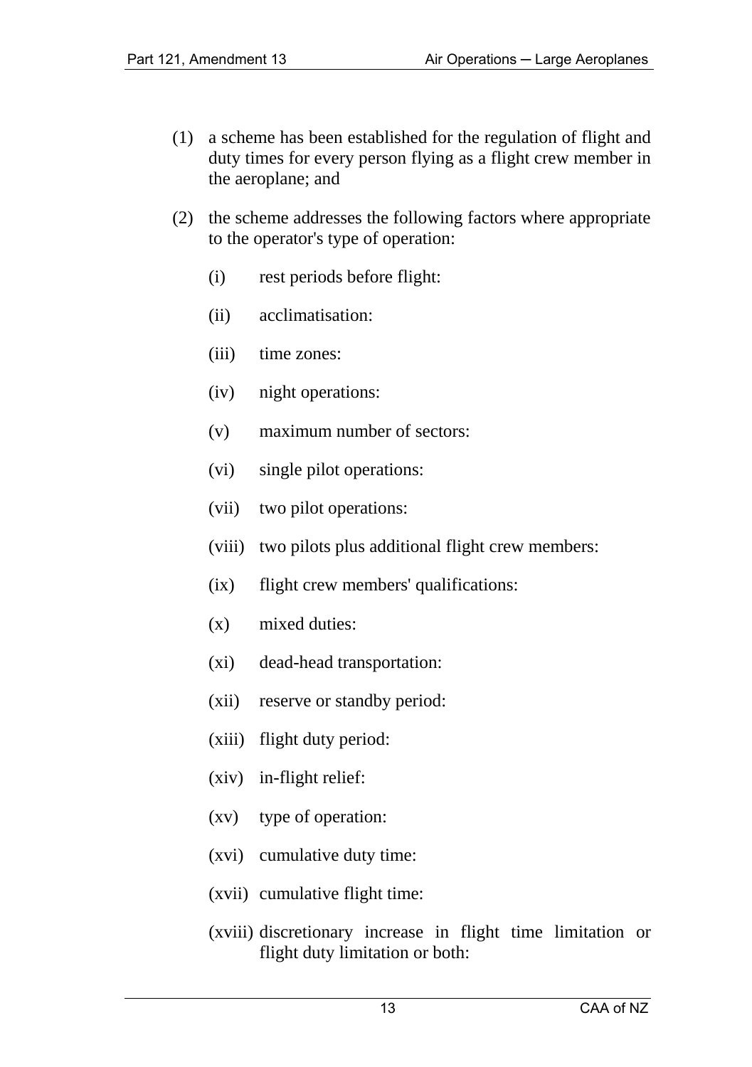(1) a scheme has been established for the regulation of flight and duty times for every person flying as a flight crew member in the aeroplane; and

(2) the scheme addresses the following factors where appropriate to the operator's type of operation:

   (i) rest periods before flight:

   (ii) acclimatisation:

   (iii) time zones:

   (iv) night operations:

   (v) maximum number of sectors:

   (vi) single pilot operations:

   (vii) two pilot operations:

   (viii) two pilots plus additional flight crew members:

   (ix) flight crew members' qualifications:

   (x) mixed duties:

   (xi) dead-head transportation:

   (xii) reserve or standby period:

   (xiii) flight duty period:

   (xiv) in-flight relief:

   (xv) type of operation:

   (xvi) cumulative duty time:

   (xvii) cumulative flight time:

   (xviii) discretionary increase in flight time limitation or flight duty limitation or both: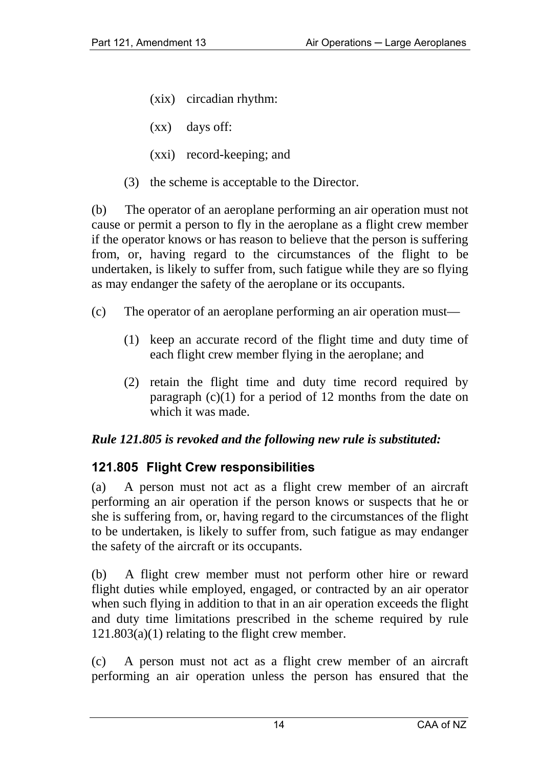(xix) circadian rhythm:

(xx) days off:

(xxi) record-keeping; and

(3) the scheme is acceptable to the Director.

(b) The operator of an aeroplane performing an air operation must not cause or permit a person to fly in the aeroplane as a flight crew member if the operator knows or has reason to believe that the person is suffering from, or, having regard to the circumstances of the flight to be undertaken, is likely to suffer from, such fatigue while they are so flying as may endanger the safety of the aeroplane or its occupants.

(c) The operator of an aeroplane performing an air operation must—

(1) keep an accurate record of the flight time and duty time of each flight crew member flying in the aeroplane; and

(2) retain the flight time and duty time record required by paragraph (c)(1) for a period of 12 months from the date on which it was made.

***Rule 121.805 is revoked and the following new rule is substituted:***

### 121.805 Flight Crew responsibilities

(a) A person must not act as a flight crew member of an aircraft performing an air operation if the person knows or suspects that he or she is suffering from, or, having regard to the circumstances of the flight to be undertaken, is likely to suffer from, such fatigue as may endanger the safety of the aircraft or its occupants.

(b) A flight crew member must not perform other hire or reward flight duties while employed, engaged, or contracted by an air operator when such flying in addition to that in an air operation exceeds the flight and duty time limitations prescribed in the scheme required by rule 121.803(a)(1) relating to the flight crew member.

(c) A person must not act as a flight crew member of an aircraft performing an air operation unless the person has ensured that the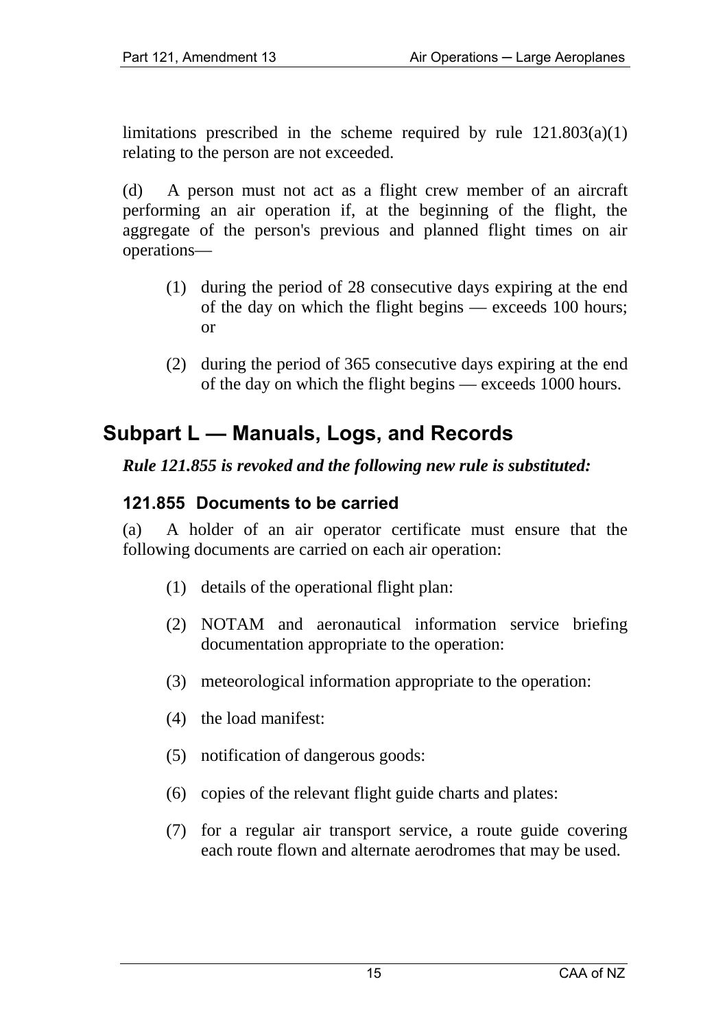limitations prescribed in the scheme required by rule 121.803(a)(1) relating to the person are not exceeded.

(d) A person must not act as a flight crew member of an aircraft performing an air operation if, at the beginning of the flight, the aggregate of the person's previous and planned flight times on air operations—

(1) during the period of 28 consecutive days expiring at the end of the day on which the flight begins — exceeds 100 hours; or

(2) during the period of 365 consecutive days expiring at the end of the day on which the flight begins — exceeds 1000 hours.

## Subpart L — Manuals, Logs, and Records

***Rule 121.855 is revoked and the following new rule is substituted:***

### 121.855 Documents to be carried

(a) A holder of an air operator certificate must ensure that the following documents are carried on each air operation:

(1) details of the operational flight plan:

(2) NOTAM and aeronautical information service briefing documentation appropriate to the operation:

(3) meteorological information appropriate to the operation:

(4) the load manifest:

(5) notification of dangerous goods:

(6) copies of the relevant flight guide charts and plates:

(7) for a regular air transport service, a route guide covering each route flown and alternate aerodromes that may be used.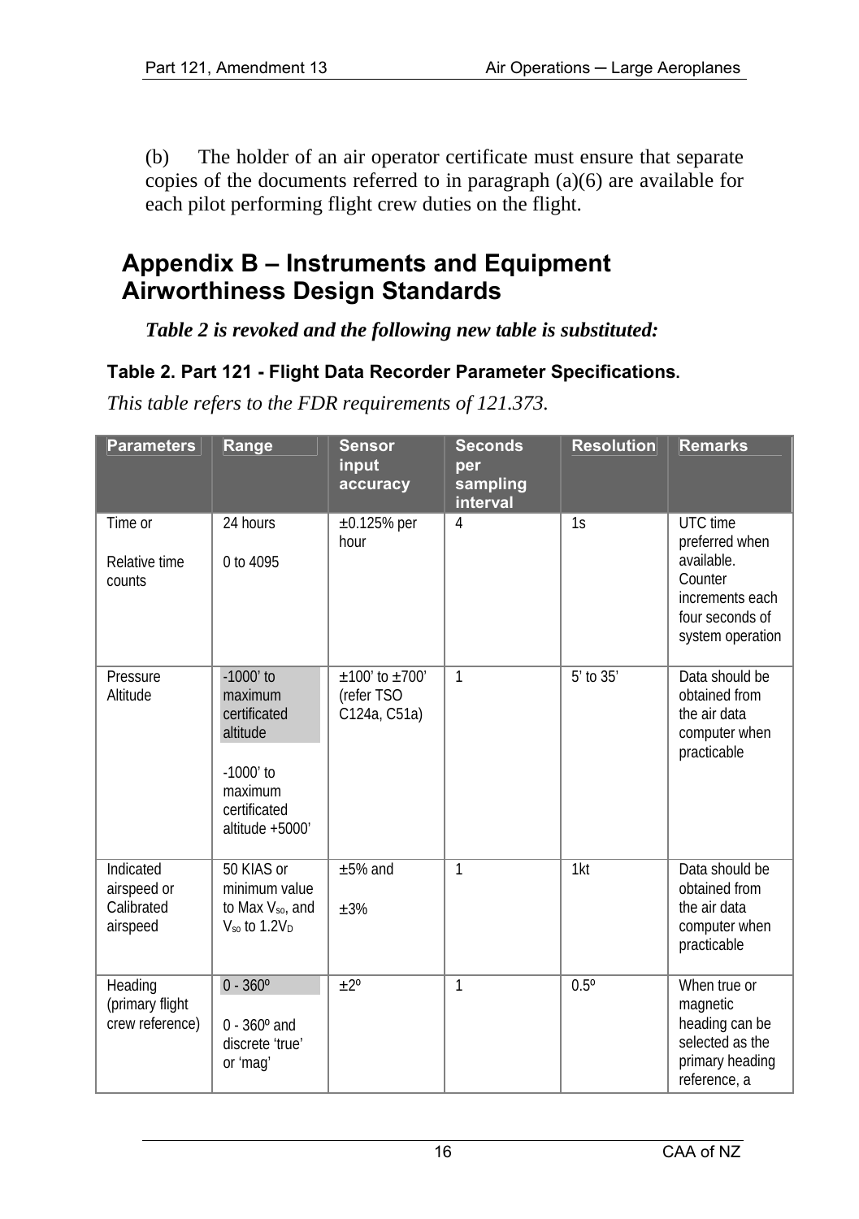(b) The holder of an air operator certificate must ensure that separate copies of the documents referred to in paragraph (a)(6) are available for each pilot performing flight crew duties on the flight.

## Appendix B – Instruments and Equipment Airworthiness Design Standards

***Table 2 is revoked and the following new table is substituted:***

**Table 2. Part 121 - Flight Data Recorder Parameter Specifications.**

*This table refers to the FDR requirements of 121.373.*

| Parameters | Range | Sensor input accuracy | Seconds per sampling interval | Resolution | Remarks |
|---|---|---|---|---|---|
| Time or<br><br>Relative time counts | 24 hours<br><br>0 to 4095 | ±0.125% per hour | 4 | 1s | UTC time preferred when available. Counter increments each four seconds of system operation |
| Pressure Altitude | -1000' to maximum certificated altitude<br><br>-1000' to maximum certificated altitude +5000' | ±100' to ±700' (refer TSO C124a, C51a) | 1 | 5' to 35' | Data should be obtained from the air data computer when practicable |
| Indicated airspeed or Calibrated airspeed | 50 KIAS or minimum value to Max $V_{so}$, and $V_{so}$ to $1.2V_D$ | ±5% and<br><br>±3% | 1 | 1kt | Data should be obtained from the air data computer when practicable |
| Heading (primary flight crew reference) | 0 - 360º<br><br>0 - 360º and discrete 'true' or 'mag' | ±2º | 1 | 0.5º | When true or magnetic heading can be selected as the primary heading reference, a |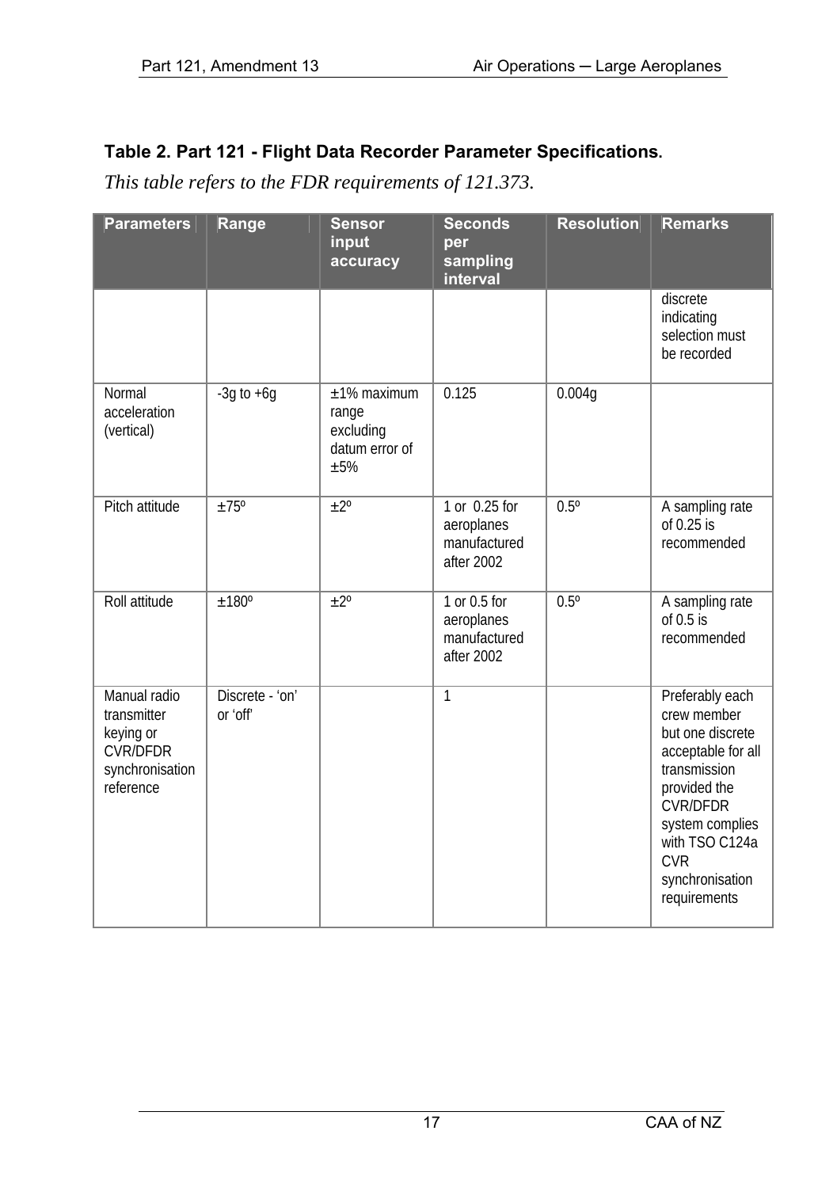**Table 2. Part 121 - Flight Data Recorder Parameter Specifications.**

*This table refers to the FDR requirements of 121.373.*

| Parameters | Range | Sensor input accuracy | Seconds per sampling interval | Resolution | Remarks |
|---|---|---|---|---|---|
| | | | | | discrete indicating selection must be recorded |
| Normal acceleration (vertical) | -3g to +6g | ±1% maximum range excluding datum error of ±5% | 0.125 | 0.004g | |
| Pitch attitude | ±75º | ±2º | 1 or 0.25 for aeroplanes manufactured after 2002 | 0.5º | A sampling rate of 0.25 is recommended |
| Roll attitude | ±180º | ±2º | 1 or 0.5 for aeroplanes manufactured after 2002 | 0.5º | A sampling rate of 0.5 is recommended |
| Manual radio transmitter keying or CVR/DFDR synchronisation reference | Discrete - 'on' or 'off' | | 1 | | Preferably each crew member but one discrete acceptable for all transmission provided the CVR/DFDR system complies with TSO C124a CVR synchronisation requirements |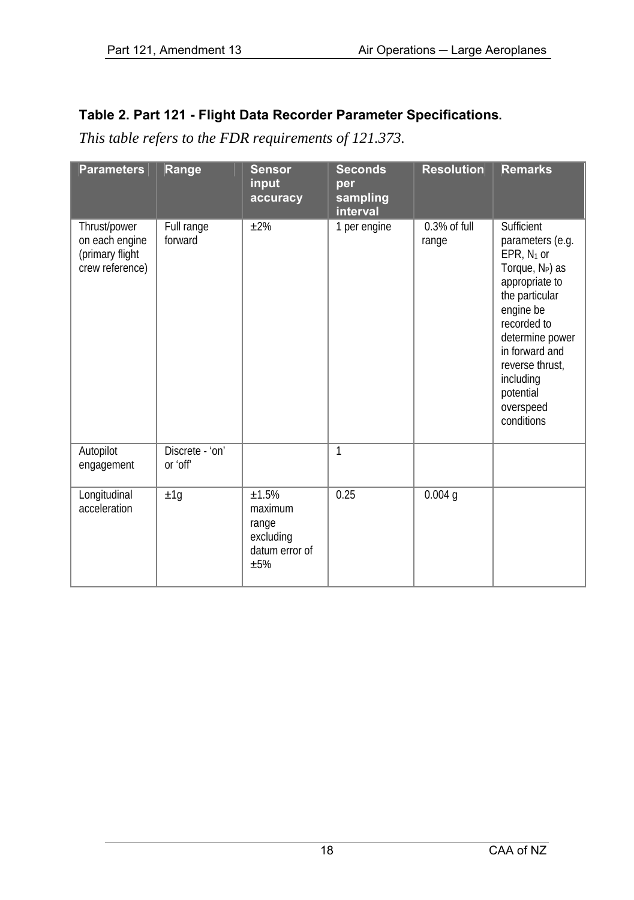**Table 2. Part 121 - Flight Data Recorder Parameter Specifications.**

*This table refers to the FDR requirements of 121.373.*

| Parameters | Range | Sensor input accuracy | Seconds per sampling interval | Resolution | Remarks |
|---|---|---|---|---|---|
| Thrust/power on each engine (primary flight crew reference) | Full range forward | ±2% | 1 per engine | 0.3% of full range | Sufficient parameters (e.g. EPR, $N_1$ or Torque, $N_P$) as appropriate to the particular engine be recorded to determine power in forward and reverse thrust, including potential overspeed conditions |
| Autopilot engagement | Discrete - 'on' or 'off' | | 1 | | |
| Longitudinal acceleration | ±1g | ±1.5% maximum range excluding datum error of ±5% | 0.25 | 0.004 g | |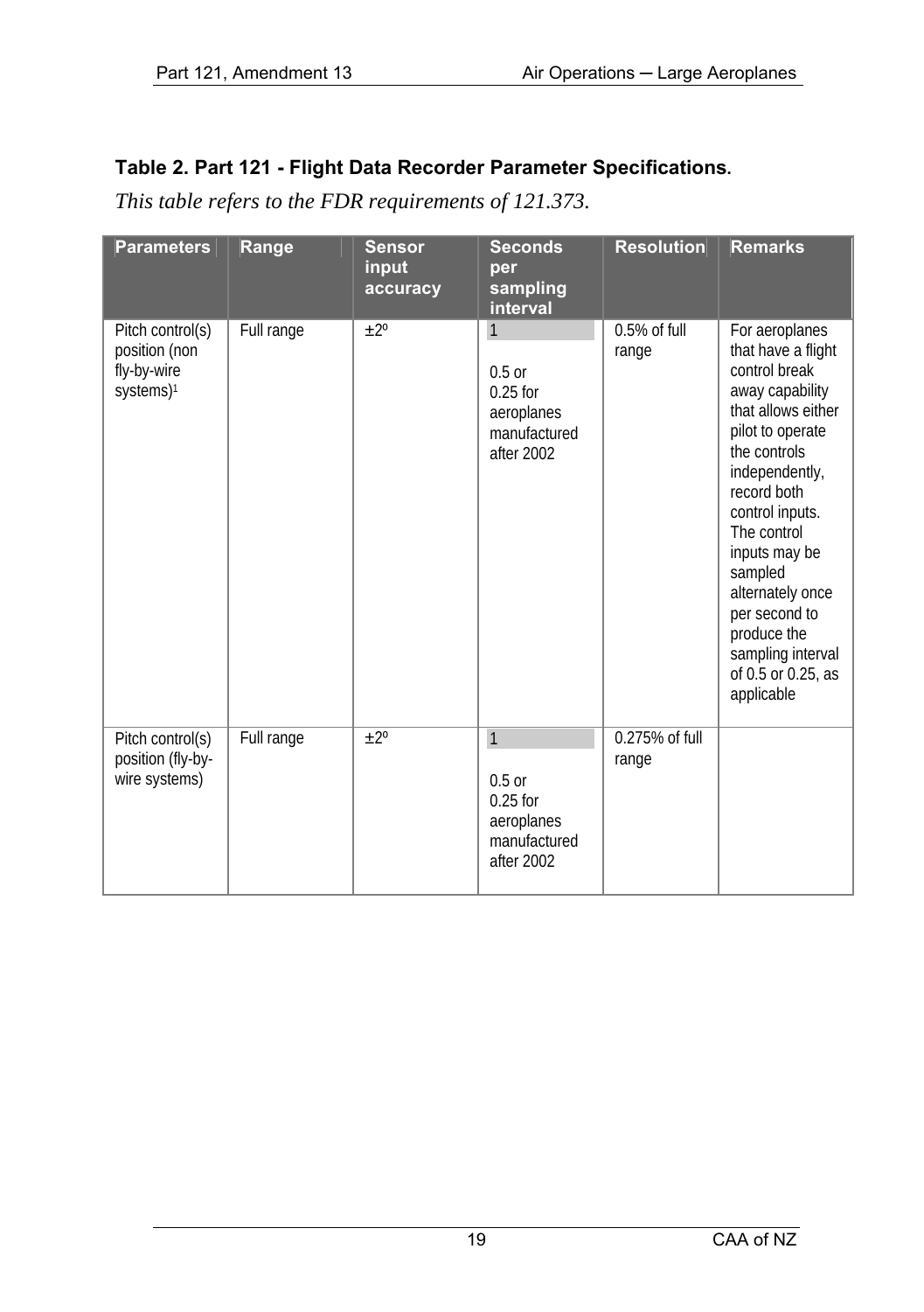### Table 2. Part 121 - Flight Data Recorder Parameter Specifications.

*This table refers to the FDR requirements of 121.373.*

| Parameters | Range | Sensor input accuracy | Seconds per sampling interval | Resolution | Remarks |
|---|---|---|---|---|---|
| Pitch control(s) position (non fly-by-wire systems)[1] | Full range | ±2º | 1<br><br>0.5 or 0.25 for aeroplanes manufactured after 2002 | 0.5% of full range | For aeroplanes that have a flight control break away capability that allows either pilot to operate the controls independently, record both control inputs. The control inputs may be sampled alternately once per second to produce the sampling interval of 0.5 or 0.25, as applicable |
| Pitch control(s) position (fly-by-wire systems) | Full range | ±2º | 1<br><br>0.5 or 0.25 for aeroplanes manufactured after 2002 | 0.275% of full range | |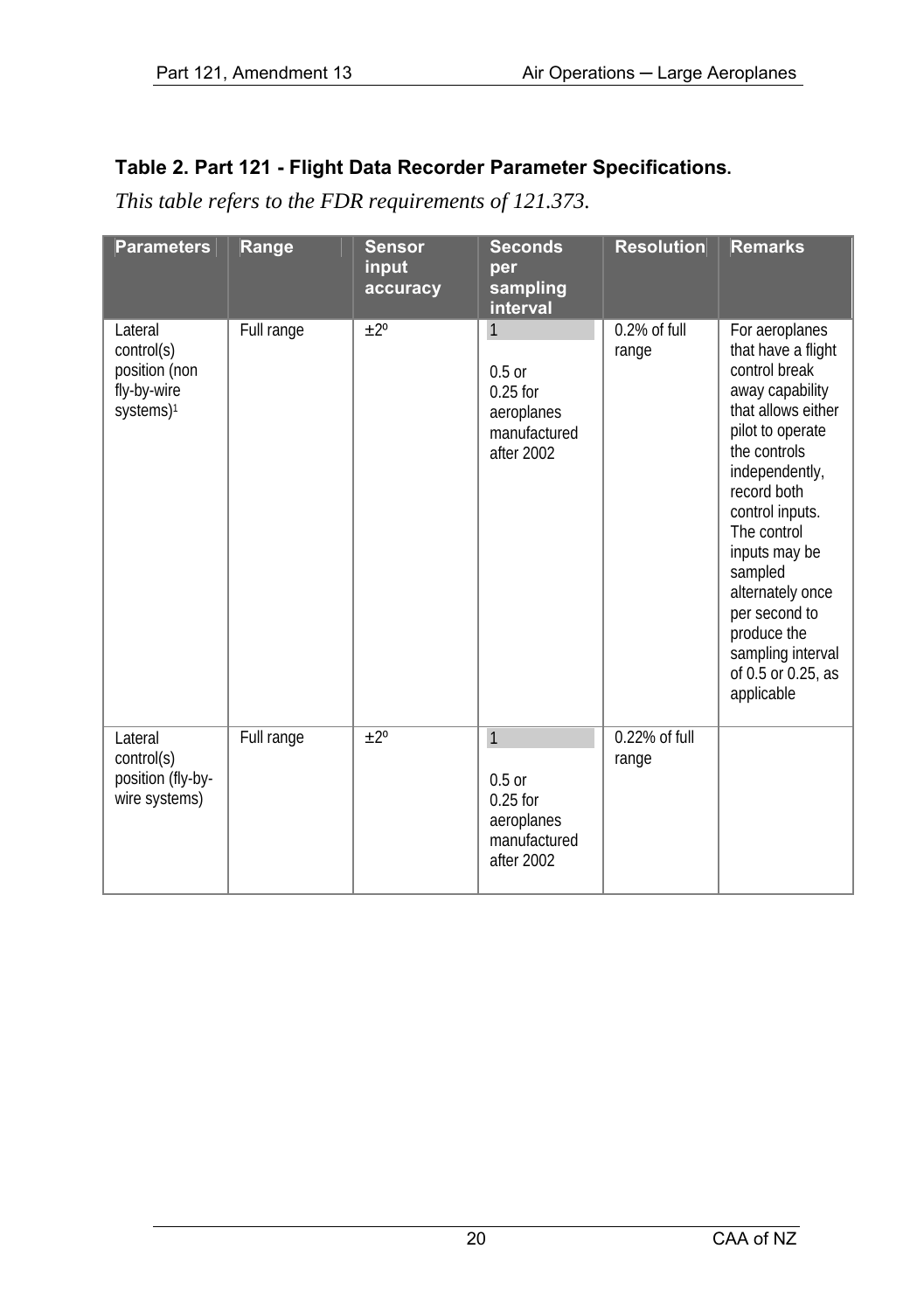**Table 2. Part 121 - Flight Data Recorder Parameter Specifications.**

*This table refers to the FDR requirements of 121.373.*

| Parameters | Range | Sensor input accuracy | Seconds per sampling interval | Resolution | Remarks |
|---|---|---|---|---|---|
| Lateral control(s) position (non fly-by-wire systems)[1] | Full range | ±2º | 1<br><br>0.5 or 0.25 for aeroplanes manufactured after 2002 | 0.2% of full range | For aeroplanes that have a flight control break away capability that allows either pilot to operate the controls independently, record both control inputs. The control inputs may be sampled alternately once per second to produce the sampling interval of 0.5 or 0.25, as applicable |
| Lateral control(s) position (fly-by-wire systems) | Full range | ±2º | 1<br><br>0.5 or 0.25 for aeroplanes manufactured after 2002 | 0.22% of full range | |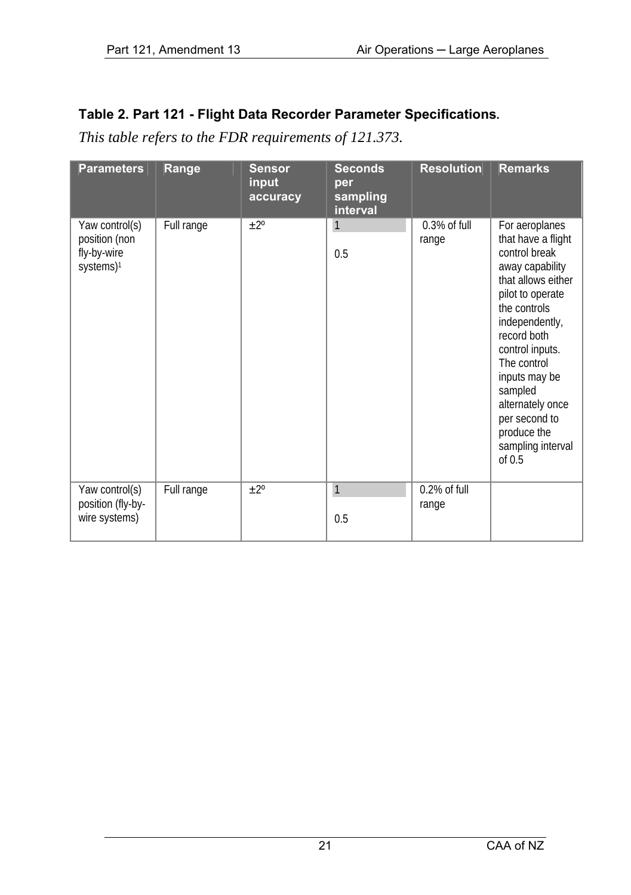### Table 2. Part 121 - Flight Data Recorder Parameter Specifications.

*This table refers to the FDR requirements of 121.373.*

| Parameters | Range | Sensor input accuracy | Seconds per sampling interval | Resolution | Remarks |
|---|---|---|---|---|---|
| Yaw control(s) position (non fly-by-wire systems)[1] | Full range | ±2º | 1<br><br>0.5 | 0.3% of full range | For aeroplanes that have a flight control break away capability that allows either pilot to operate the controls independently, record both control inputs. The control inputs may be sampled alternately once per second to produce the sampling interval of 0.5 |
| Yaw control(s) position (fly-by-wire systems) | Full range | ±2º | 1<br><br>0.5 | 0.2% of full range | |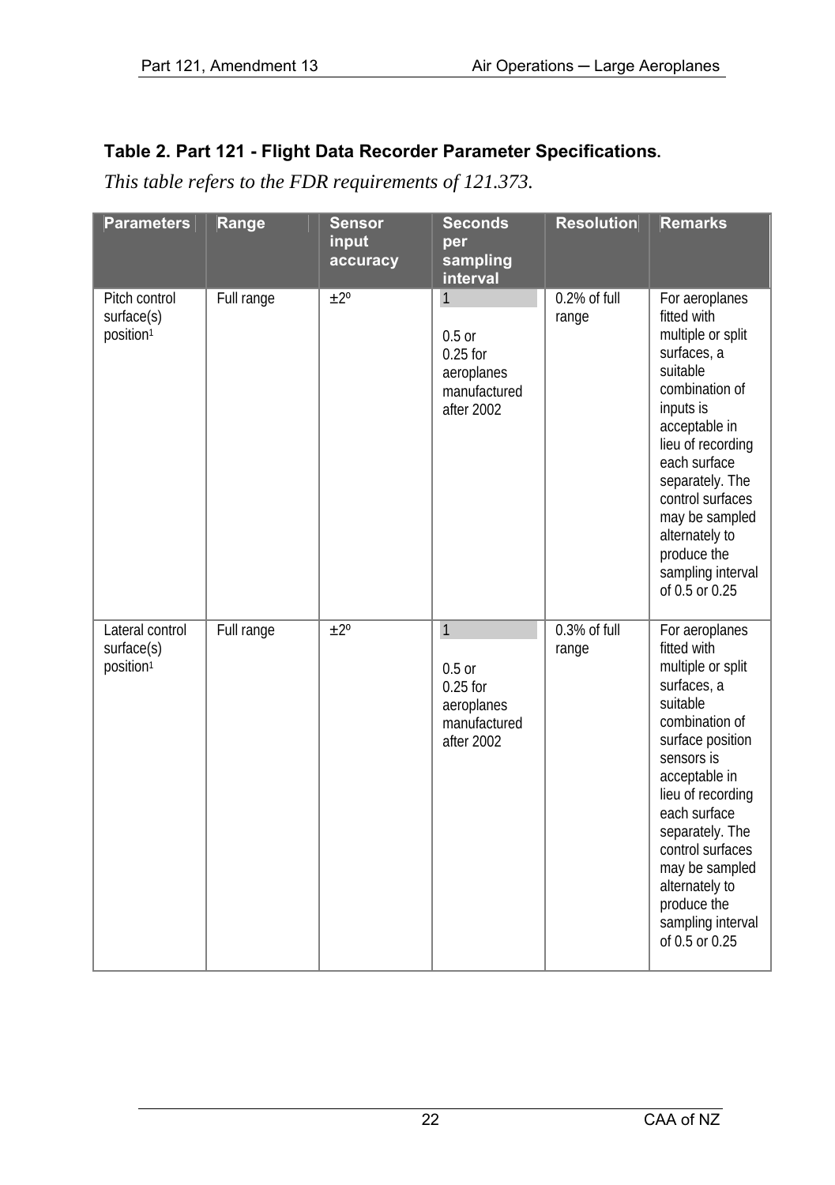**Table 2. Part 121 - Flight Data Recorder Parameter Specifications.**

*This table refers to the FDR requirements of 121.373.*

| Parameters | Range | Sensor input accuracy | Seconds per sampling interval | Resolution | Remarks |
|---|---|---|---|---|---|
| Pitch control surface(s) position[1] | Full range | ±2º | 1<br><br>0.5 or 0.25 for aeroplanes manufactured after 2002 | 0.2% of full range | For aeroplanes fitted with multiple or split surfaces, a suitable combination of inputs is acceptable in lieu of recording each surface separately. The control surfaces may be sampled alternately to produce the sampling interval of 0.5 or 0.25 |
| Lateral control surface(s) position[1] | Full range | ±2º | 1<br><br>0.5 or 0.25 for aeroplanes manufactured after 2002 | 0.3% of full range | For aeroplanes fitted with multiple or split surfaces, a suitable combination of surface position sensors is acceptable in lieu of recording each surface separately. The control surfaces may be sampled alternately to produce the sampling interval of 0.5 or 0.25 |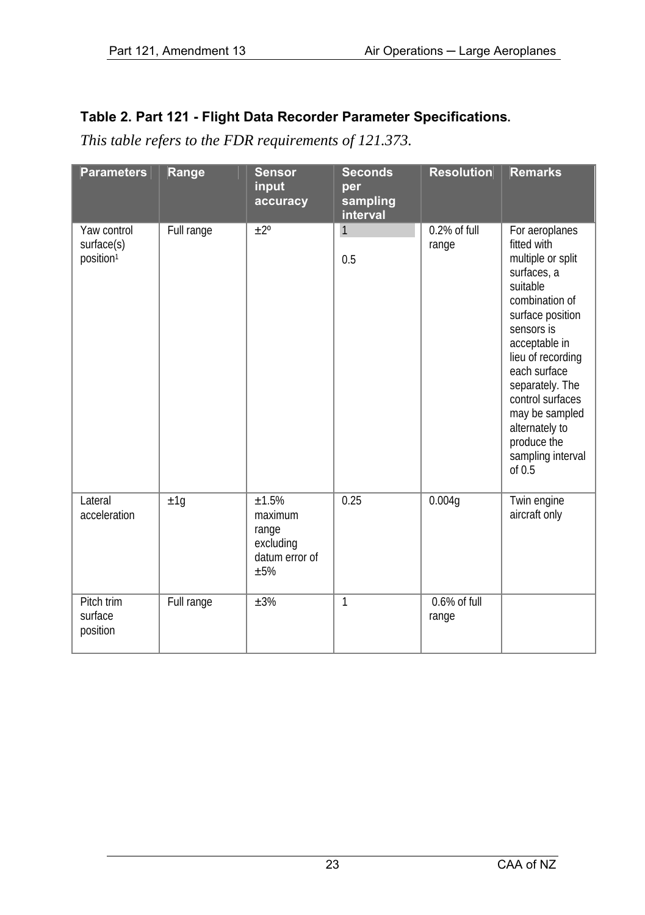### Table 2. Part 121 - Flight Data Recorder Parameter Specifications.

*This table refers to the FDR requirements of 121.373.*

| Parameters | Range | Sensor input accuracy | Seconds per sampling interval | Resolution | Remarks |
|---|---|---|---|---|---|
| Yaw control surface(s) position[1] | Full range | ±2º | 1<br><br>0.5 | 0.2% of full range | For aeroplanes fitted with multiple or split surfaces, a suitable combination of surface position sensors is acceptable in lieu of recording each surface separately. The control surfaces may be sampled alternately to produce the sampling interval of 0.5 |
| Lateral acceleration | ±1g | ±1.5% maximum range excluding datum error of ±5% | 0.25 | 0.004g | Twin engine aircraft only |
| Pitch trim surface position | Full range | ±3% | 1 | 0.6% of full range | |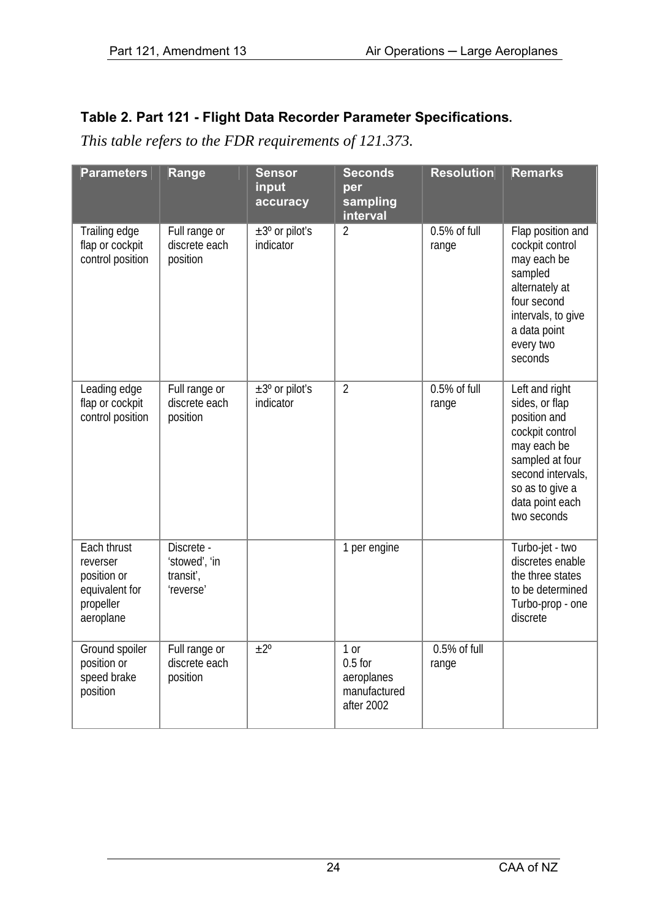**Table 2. Part 121 - Flight Data Recorder Parameter Specifications.**

*This table refers to the FDR requirements of 121.373.*

| Parameters | Range | Sensor input accuracy | Seconds per sampling interval | Resolution | Remarks |
|---|---|---|---|---|---|
| Trailing edge flap or cockpit control position | Full range or discrete each position | ±3º or pilot's indicator | 2 | 0.5% of full range | Flap position and cockpit control may each be sampled alternately at four second intervals, to give a data point every two seconds |
| Leading edge flap or cockpit control position | Full range or discrete each position | ±3º or pilot's indicator | 2 | 0.5% of full range | Left and right sides, or flap position and cockpit control may each be sampled at four second intervals, so as to give a data point each two seconds |
| Each thrust reverser position or equivalent for propeller aeroplane | Discrete - 'stowed', 'in transit', 'reverse' | | 1 per engine | | Turbo-jet - two discretes enable the three states to be determined Turbo-prop - one discrete |
| Ground spoiler position or speed brake position | Full range or discrete each position | ±2º | 1 or 0.5 for aeroplanes manufactured after 2002 | 0.5% of full range | |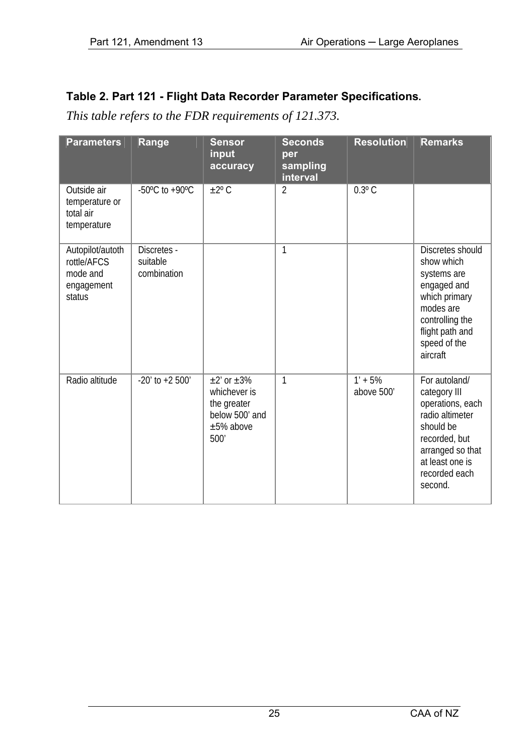**Table 2. Part 121 - Flight Data Recorder Parameter Specifications.**

*This table refers to the FDR requirements of 121.373.*

| Parameters | Range | Sensor input accuracy | Seconds per sampling interval | Resolution | Remarks |
|---|---|---|---|---|---|
| Outside air temperature or total air temperature | -50ºC to +90ºC | ±2º C | 2 | 0.3º C | |
| Autopilot/autothrottle/AFCS mode and engagement status | Discretes - suitable combination | | 1 | | Discretes should show which systems are engaged and which primary modes are controlling the flight path and speed of the aircraft |
| Radio altitude | -20’ to +2 500’ | ±2’ or ±3% whichever is the greater below 500’ and ±5% above 500’ | 1 | 1’ + 5% above 500’ | For autoland/ category III operations, each radio altimeter should be recorded, but arranged so that at least one is recorded each second. |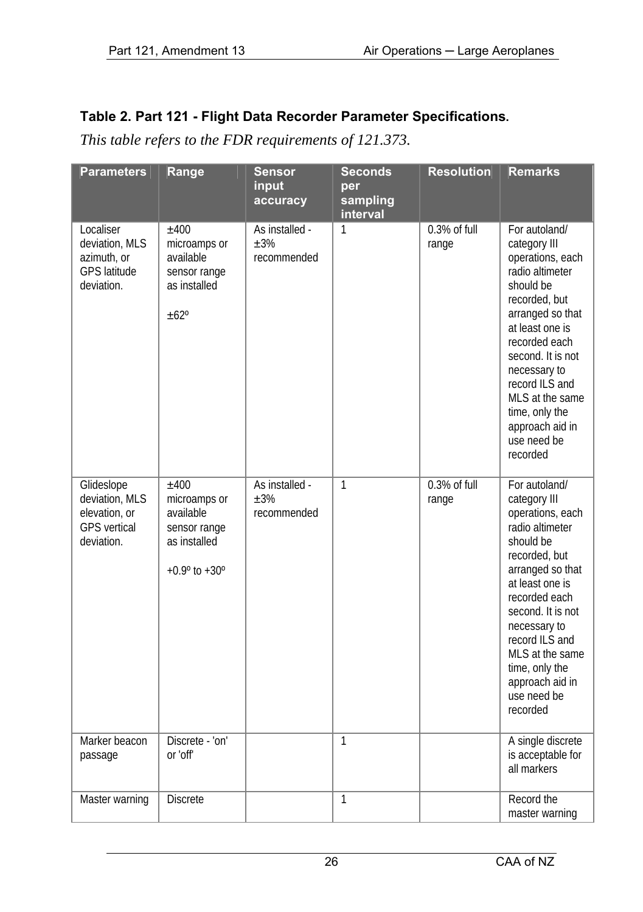### Table 2. Part 121 - Flight Data Recorder Parameter Specifications.

*This table refers to the FDR requirements of 121.373.*

| Parameters | Range | Sensor input accuracy | Seconds per sampling interval | Resolution | Remarks |
|---|---|---|---|---|---|
| Localiser deviation, MLS azimuth, or GPS latitude deviation. | ±400 microamps or available sensor range as installed<br><br>±62º | As installed - ±3% recommended | 1 | 0.3% of full range | For autoland/ category III operations, each radio altimeter should be recorded, but arranged so that at least one is recorded each second. It is not necessary to record ILS and MLS at the same time, only the approach aid in use need be recorded |
| Glideslope deviation, MLS elevation, or GPS vertical deviation. | ±400 microamps or available sensor range as installed<br><br>+0.9º to +30º | As installed - ±3% recommended | 1 | 0.3% of full range | For autoland/ category III operations, each radio altimeter should be recorded, but arranged so that at least one is recorded each second. It is not necessary to record ILS and MLS at the same time, only the approach aid in use need be recorded |
| Marker beacon passage | Discrete - 'on' or 'off' | | 1 | | A single discrete is acceptable for all markers |
| Master warning | Discrete | | 1 | | Record the master warning |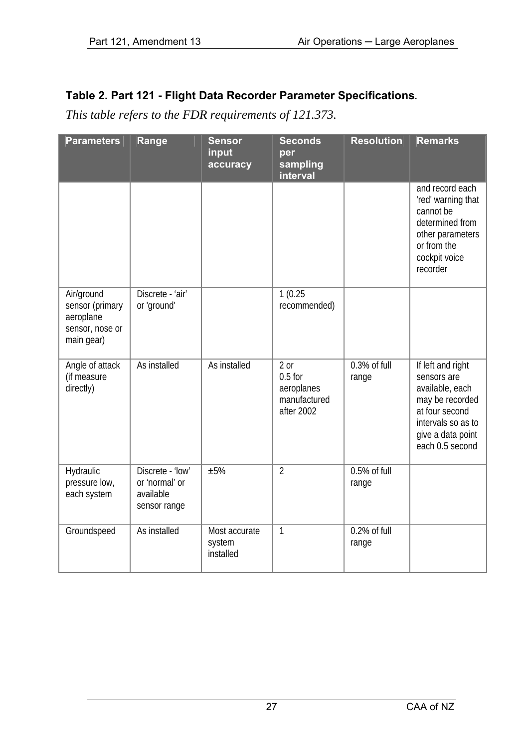### Table 2. Part 121 - Flight Data Recorder Parameter Specifications.

*This table refers to the FDR requirements of 121.373.*

| Parameters | Range | Sensor input accuracy | Seconds per sampling interval | Resolution | Remarks |
|---|---|---|---|---|---|
| | | | | | and record each 'red' warning that cannot be determined from other parameters or from the cockpit voice recorder |
| Air/ground sensor (primary aeroplane sensor, nose or main gear) | Discrete - 'air' or 'ground' | | 1 (0.25 recommended) | | |
| Angle of attack (if measure directly) | As installed | As installed | 2 or 0.5 for aeroplanes manufactured after 2002 | 0.3% of full range | If left and right sensors are available, each may be recorded at four second intervals so as to give a data point each 0.5 second |
| Hydraulic pressure low, each system | Discrete - 'low' or 'normal' or available sensor range | ±5% | 2 | 0.5% of full range | |
| Groundspeed | As installed | Most accurate system installed | 1 | 0.2% of full range | |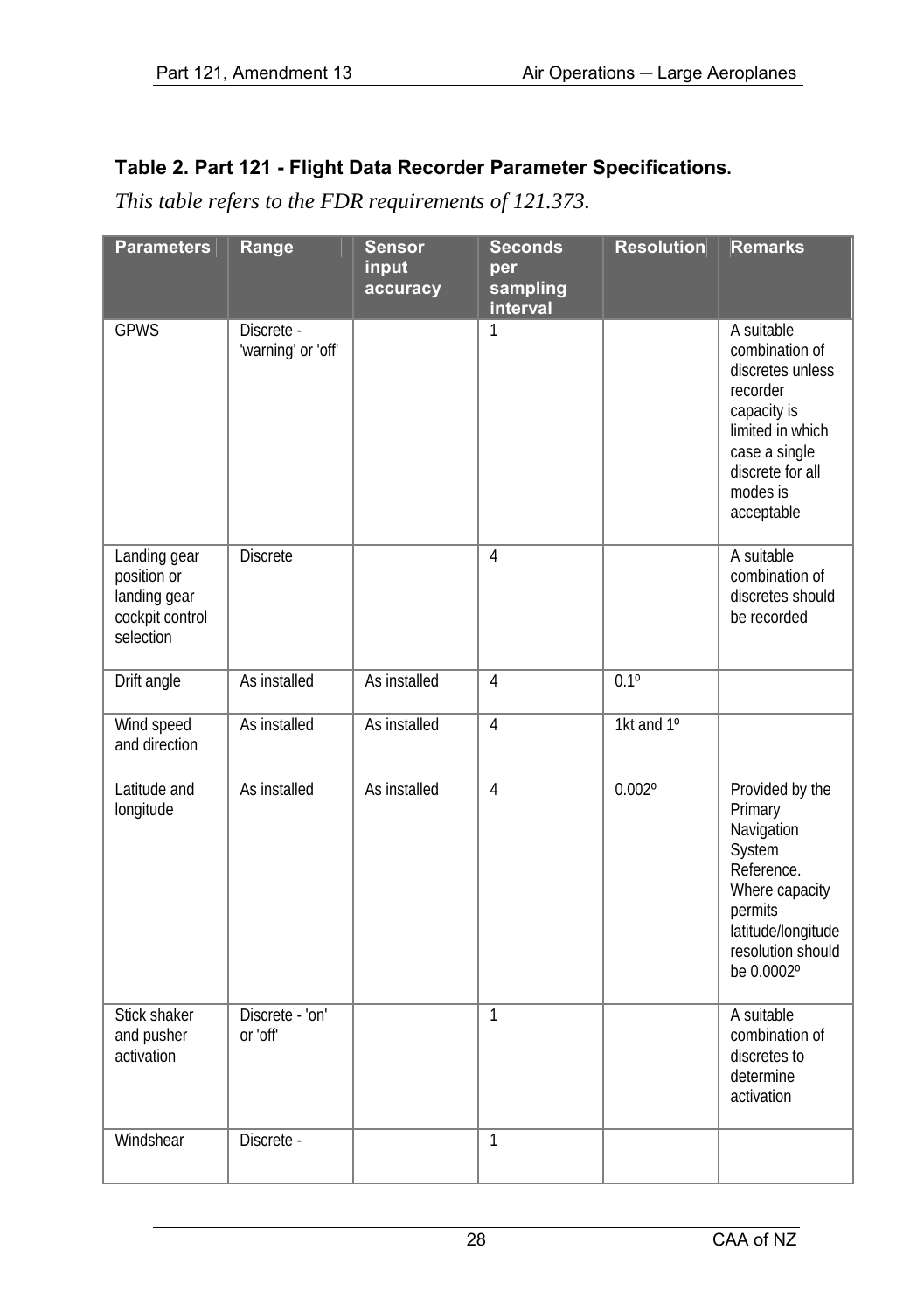### Table 2. Part 121 - Flight Data Recorder Parameter Specifications.

*This table refers to the FDR requirements of 121.373.*

| Parameters | Range | Sensor input accuracy | Seconds per sampling interval | Resolution | Remarks |
|---|---|---|---|---|---|
| GPWS | Discrete - 'warning' or 'off' | | 1 | | A suitable combination of discretes unless recorder capacity is limited in which case a single discrete for all modes is acceptable |
| Landing gear position or landing gear cockpit control selection | Discrete | | 4 | | A suitable combination of discretes should be recorded |
| Drift angle | As installed | As installed | 4 | 0.1º | |
| Wind speed and direction | As installed | As installed | 4 | 1kt and 1º | |
| Latitude and longitude | As installed | As installed | 4 | 0.002º | Provided by the Primary Navigation System Reference. Where capacity permits latitude/longitude resolution should be 0.0002º |
| Stick shaker and pusher activation | Discrete - 'on' or 'off' | | 1 | | A suitable combination of discretes to determine activation |
| Windshear | Discrete - | | 1 | | |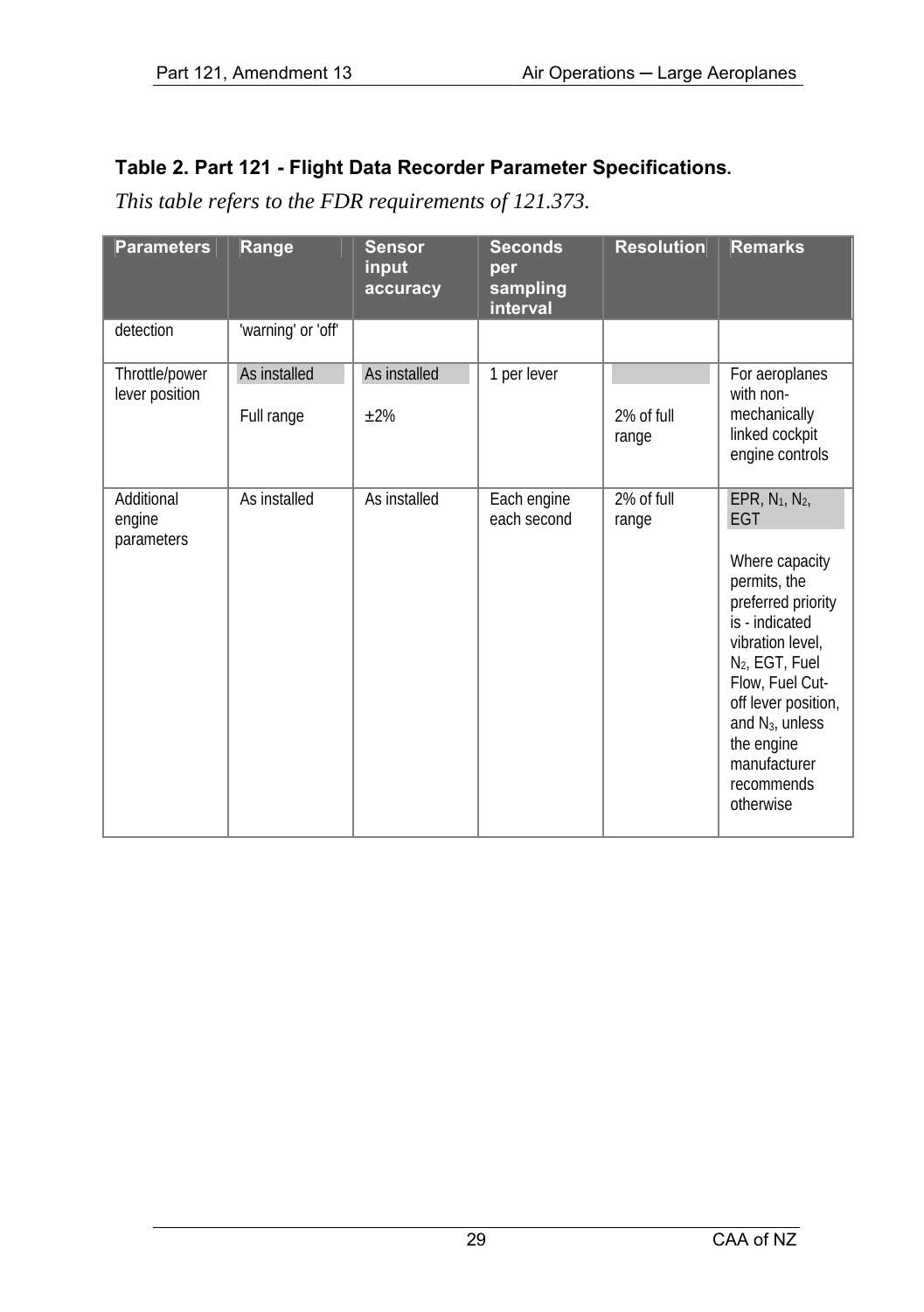### Table 2. Part 121 - Flight Data Recorder Parameter Specifications.

*This table refers to the FDR requirements of 121.373.*

| Parameters | Range | Sensor input accuracy | Seconds per sampling interval | Resolution | Remarks |
|---|---|---|---|---|---|
| detection | 'warning' or 'off' | | | | |
| Throttle/power lever position | As installed<br><br>Full range | As installed<br><br>±2% | 1 per lever | <br><br>2% of full range | For aeroplanes with non-mechanically linked cockpit engine controls |
| Additional engine parameters | As installed | As installed | Each engine each second | 2% of full range | EPR, $N_1$, $N_2$, EGT<br><br>Where capacity permits, the preferred priority is - indicated vibration level, $N_2$, EGT, Fuel Flow, Fuel Cut-off lever position, and $N_3$, unless the engine manufacturer recommends otherwise |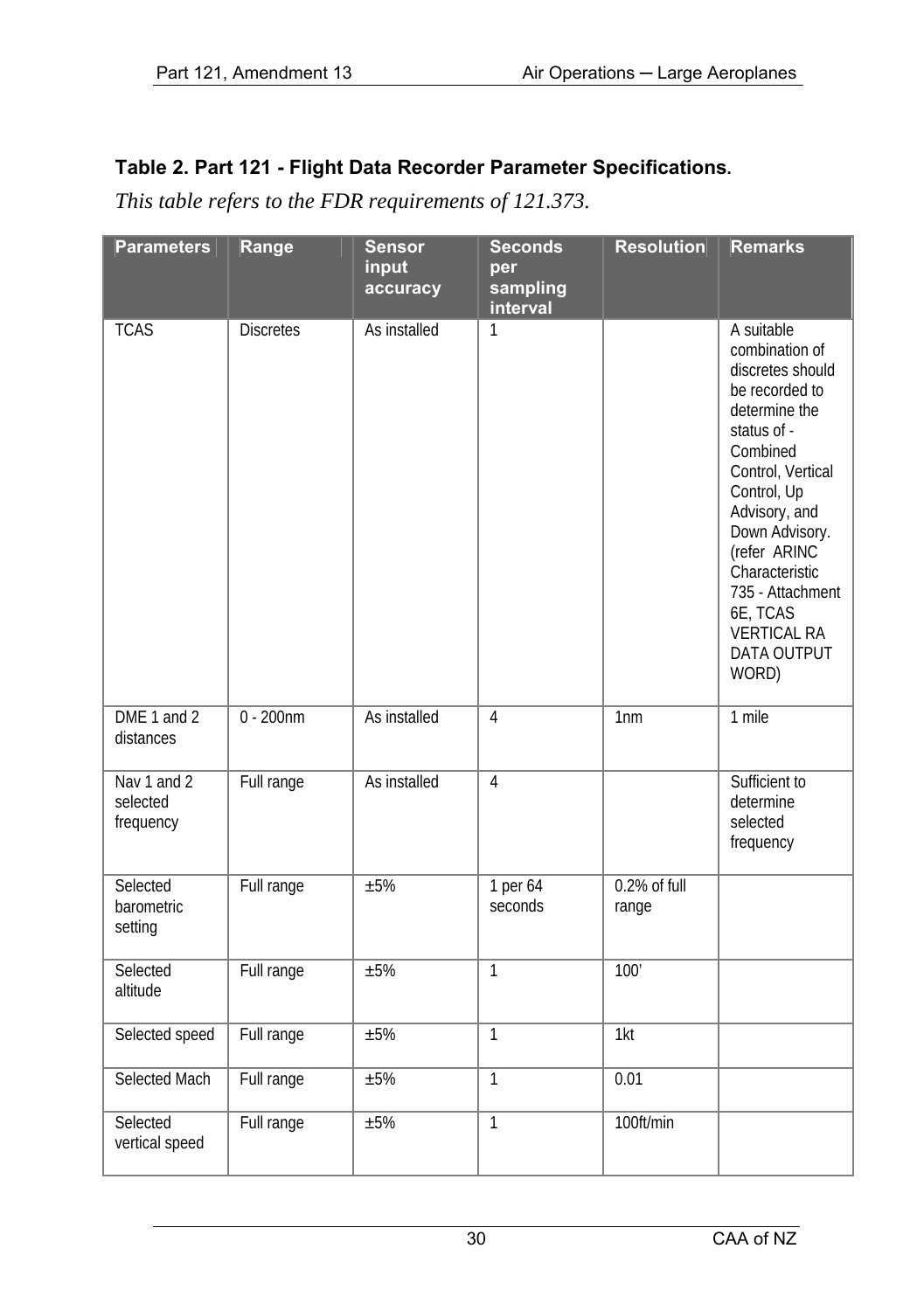### Table 2. Part 121 - Flight Data Recorder Parameter Specifications.

*This table refers to the FDR requirements of 121.373.*

| Parameters | Range | Sensor input accuracy | Seconds per sampling interval | Resolution | Remarks |
|---|---|---|---|---|---|
| TCAS | Discretes | As installed | 1 | | A suitable combination of discretes should be recorded to determine the status of - Combined Control, Vertical Control, Up Advisory, and Down Advisory. (refer ARINC Characteristic 735 - Attachment 6E, TCAS VERTICAL RA DATA OUTPUT WORD) |
| DME 1 and 2 distances | 0 - 200nm | As installed | 4 | 1nm | 1 mile |
| Nav 1 and 2 selected frequency | Full range | As installed | 4 | | Sufficient to determine selected frequency |
| Selected barometric setting | Full range | ±5% | 1 per 64 seconds | 0.2% of full range | |
| Selected altitude | Full range | ±5% | 1 | 100' | |
| Selected speed | Full range | ±5% | 1 | 1kt | |
| Selected Mach | Full range | ±5% | 1 | 0.01 | |
| Selected vertical speed | Full range | ±5% | 1 | 100ft/min | |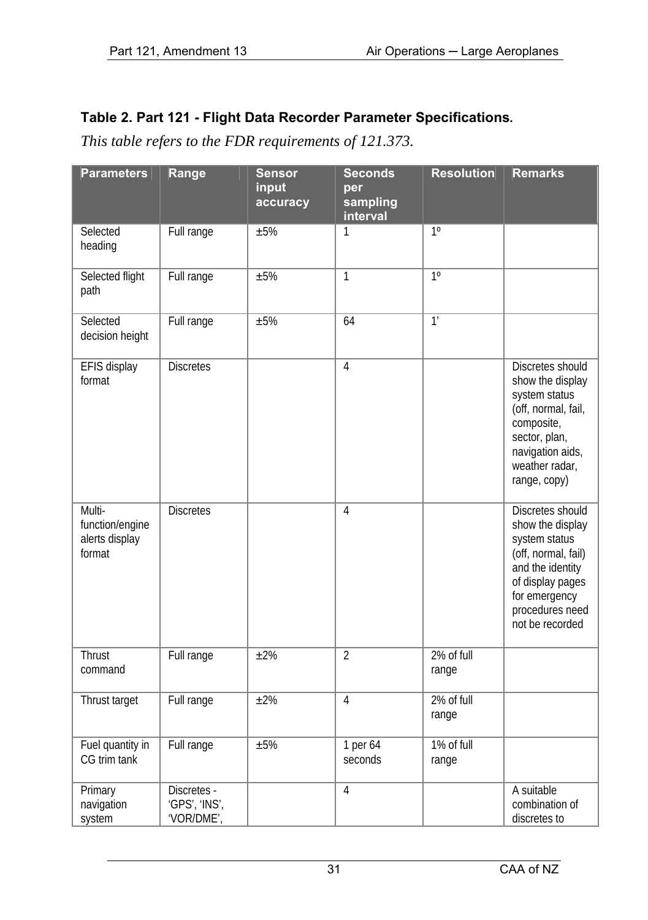**Table 2. Part 121 - Flight Data Recorder Parameter Specifications.**

*This table refers to the FDR requirements of 121.373.*

| Parameters | Range | Sensor input accuracy | Seconds per sampling interval | Resolution | Remarks |
|---|---|---|---|---|---|
| Selected heading | Full range | ±5% | 1 | 1º | |
| Selected flight path | Full range | ±5% | 1 | 1º | |
| Selected decision height | Full range | ±5% | 64 | 1' | |
| EFIS display format | Discretes | | 4 | | Discretes should show the display system status (off, normal, fail, composite, sector, plan, navigation aids, weather radar, range, copy) |
| Multi-function/engine alerts display format | Discretes | | 4 | | Discretes should show the display system status (off, normal, fail) and the identity of display pages for emergency procedures need not be recorded |
| Thrust command | Full range | ±2% | 2 | 2% of full range | |
| Thrust target | Full range | ±2% | 4 | 2% of full range | |
| Fuel quantity in CG trim tank | Full range | ±5% | 1 per 64 seconds | 1% of full range | |
| Primary navigation system | Discretes - 'GPS', 'INS', 'VOR/DME', | | 4 | | A suitable combination of discretes to |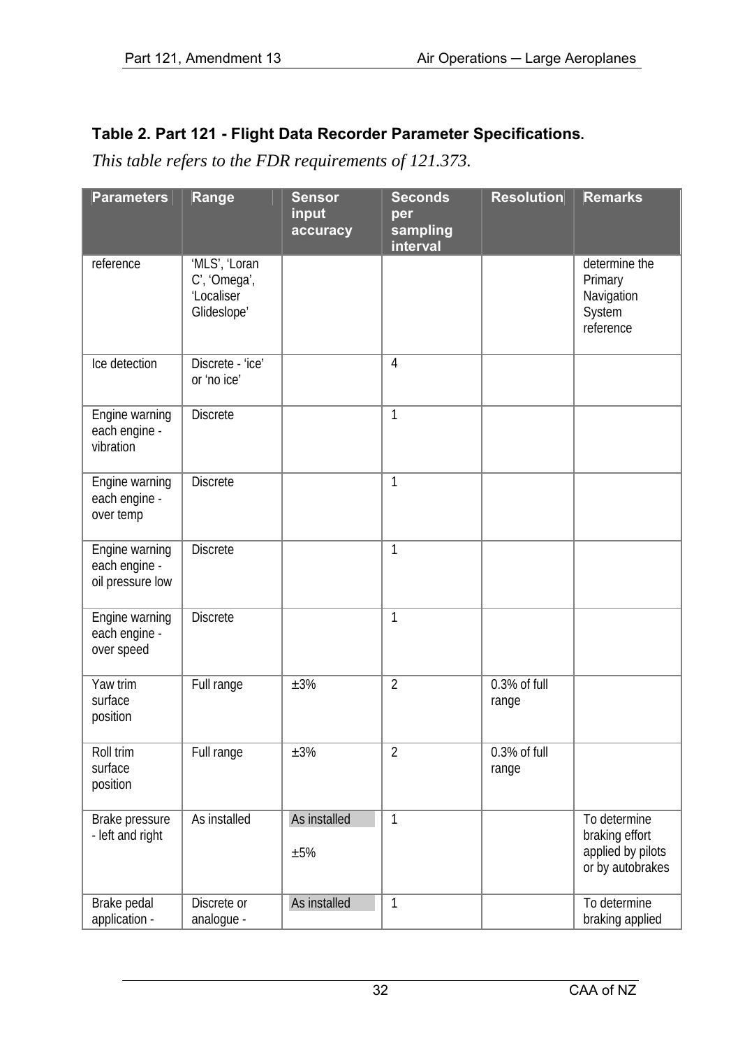**Table 2. Part 121 - Flight Data Recorder Parameter Specifications.**

*This table refers to the FDR requirements of 121.373.*

| Parameters | Range | Sensor input accuracy | Seconds per sampling interval | Resolution | Remarks |
|---|---|---|---|---|---|
| reference | 'MLS', 'Loran C', 'Omega', 'Localiser Glideslope' | | | | determine the Primary Navigation System reference |
| Ice detection | Discrete - 'ice' or 'no ice' | | 4 | | |
| Engine warning each engine - vibration | Discrete | | 1 | | |
| Engine warning each engine - over temp | Discrete | | 1 | | |
| Engine warning each engine - oil pressure low | Discrete | | 1 | | |
| Engine warning each engine - over speed | Discrete | | 1 | | |
| Yaw trim surface position | Full range | ±3% | 2 | 0.3% of full range | |
| Roll trim surface position | Full range | ±3% | 2 | 0.3% of full range | |
| Brake pressure - left and right | As installed | As installed ±5% | 1 | | To determine braking effort applied by pilots or by autobrakes |
| Brake pedal application - | Discrete or analogue - | As installed | 1 | | To determine braking applied |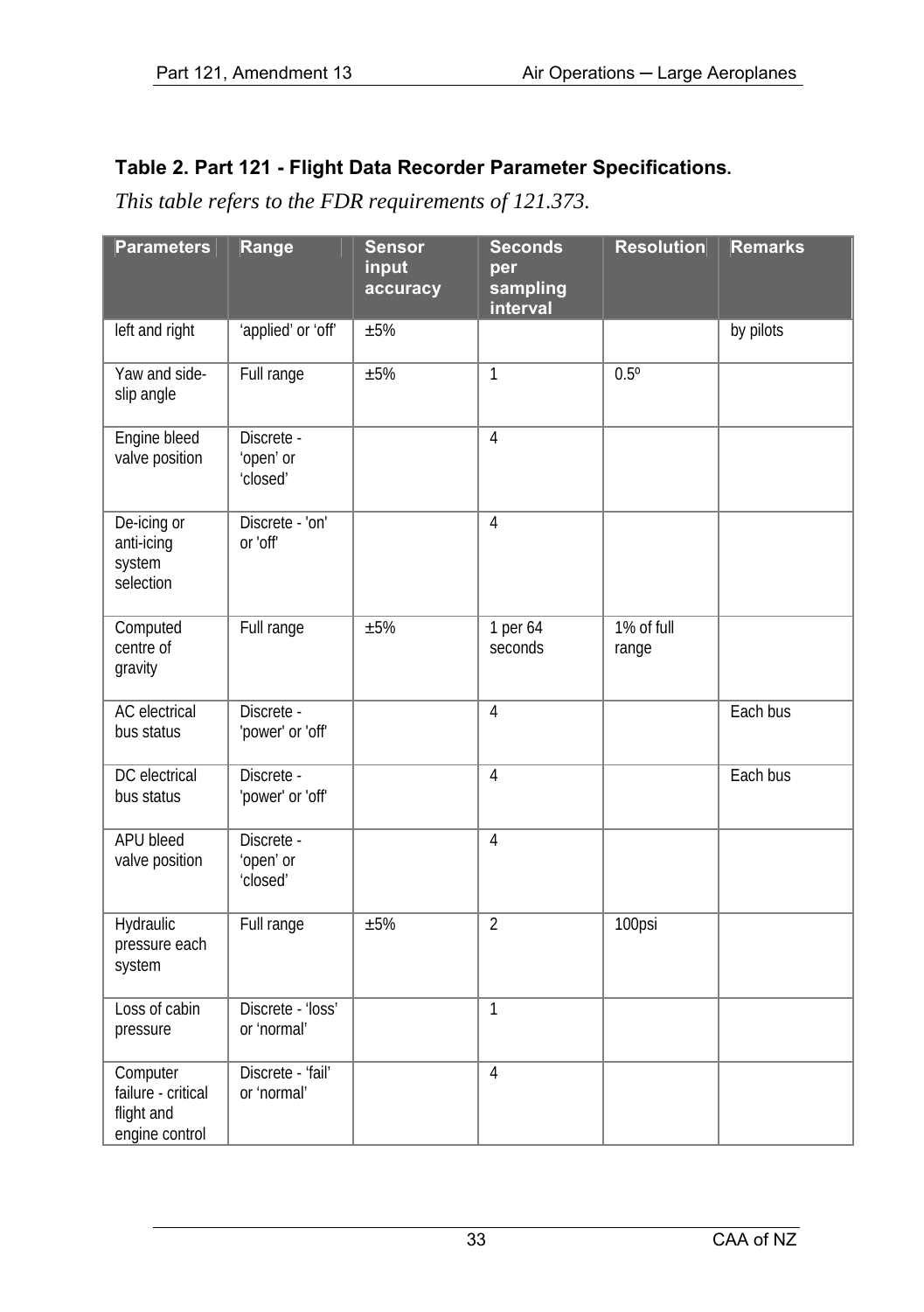**Table 2. Part 121 - Flight Data Recorder Parameter Specifications.**

*This table refers to the FDR requirements of 121.373.*

| Parameters | Range | Sensor input accuracy | Seconds per sampling interval | Resolution | Remarks |
|---|---|---|---|---|---|
| left and right | 'applied' or 'off' | ±5% | | | by pilots |
| Yaw and side-slip angle | Full range | ±5% | 1 | 0.5º | |
| Engine bleed valve position | Discrete - 'open' or 'closed' | | 4 | | |
| De-icing or anti-icing system selection | Discrete - 'on' or 'off' | | 4 | | |
| Computed centre of gravity | Full range | ±5% | 1 per 64 seconds | 1% of full range | |
| AC electrical bus status | Discrete - 'power' or 'off' | | 4 | | Each bus |
| DC electrical bus status | Discrete - 'power' or 'off' | | 4 | | Each bus |
| APU bleed valve position | Discrete - 'open' or 'closed' | | 4 | | |
| Hydraulic pressure each system | Full range | ±5% | 2 | 100psi | |
| Loss of cabin pressure | Discrete - 'loss' or 'normal' | | 1 | | |
| Computer failure - critical flight and engine control | Discrete - 'fail' or 'normal' | | 4 | | |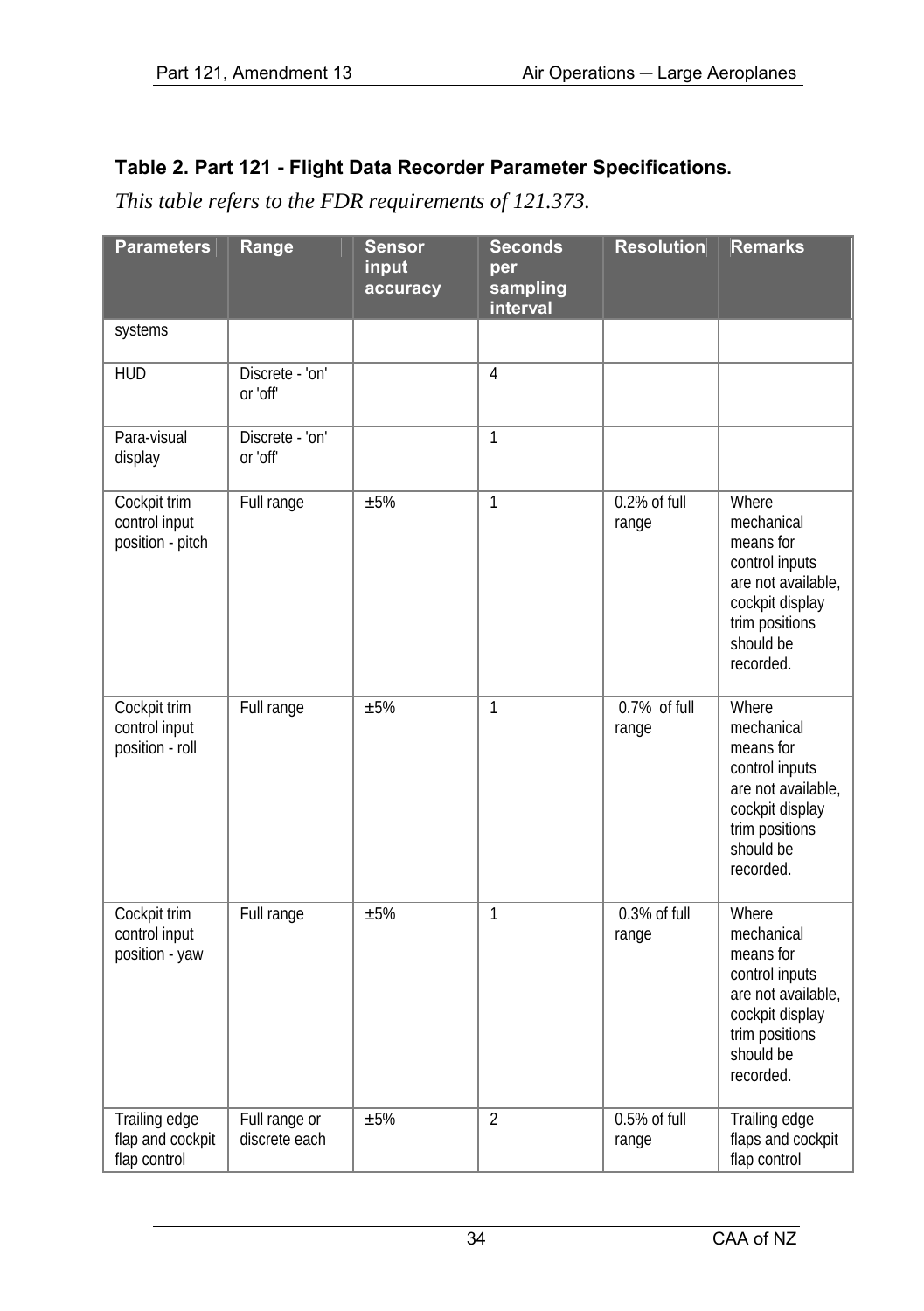**Table 2. Part 121 - Flight Data Recorder Parameter Specifications.**

*This table refers to the FDR requirements of 121.373.*

| Parameters | Range | Sensor input accuracy | Seconds per sampling interval | Resolution | Remarks |
|---|---|---|---|---|---|
| systems | | | | | |
| HUD | Discrete - 'on' or 'off' | | 4 | | |
| Para-visual display | Discrete - 'on' or 'off' | | 1 | | |
| Cockpit trim control input position - pitch | Full range | ±5% | 1 | 0.2% of full range | Where mechanical means for control inputs are not available, cockpit display trim positions should be recorded. |
| Cockpit trim control input position - roll | Full range | ±5% | 1 | 0.7% of full range | Where mechanical means for control inputs are not available, cockpit display trim positions should be recorded. |
| Cockpit trim control input position - yaw | Full range | ±5% | 1 | 0.3% of full range | Where mechanical means for control inputs are not available, cockpit display trim positions should be recorded. |
| Trailing edge flap and cockpit flap control | Full range or discrete each | ±5% | 2 | 0.5% of full range | Trailing edge flaps and cockpit flap control |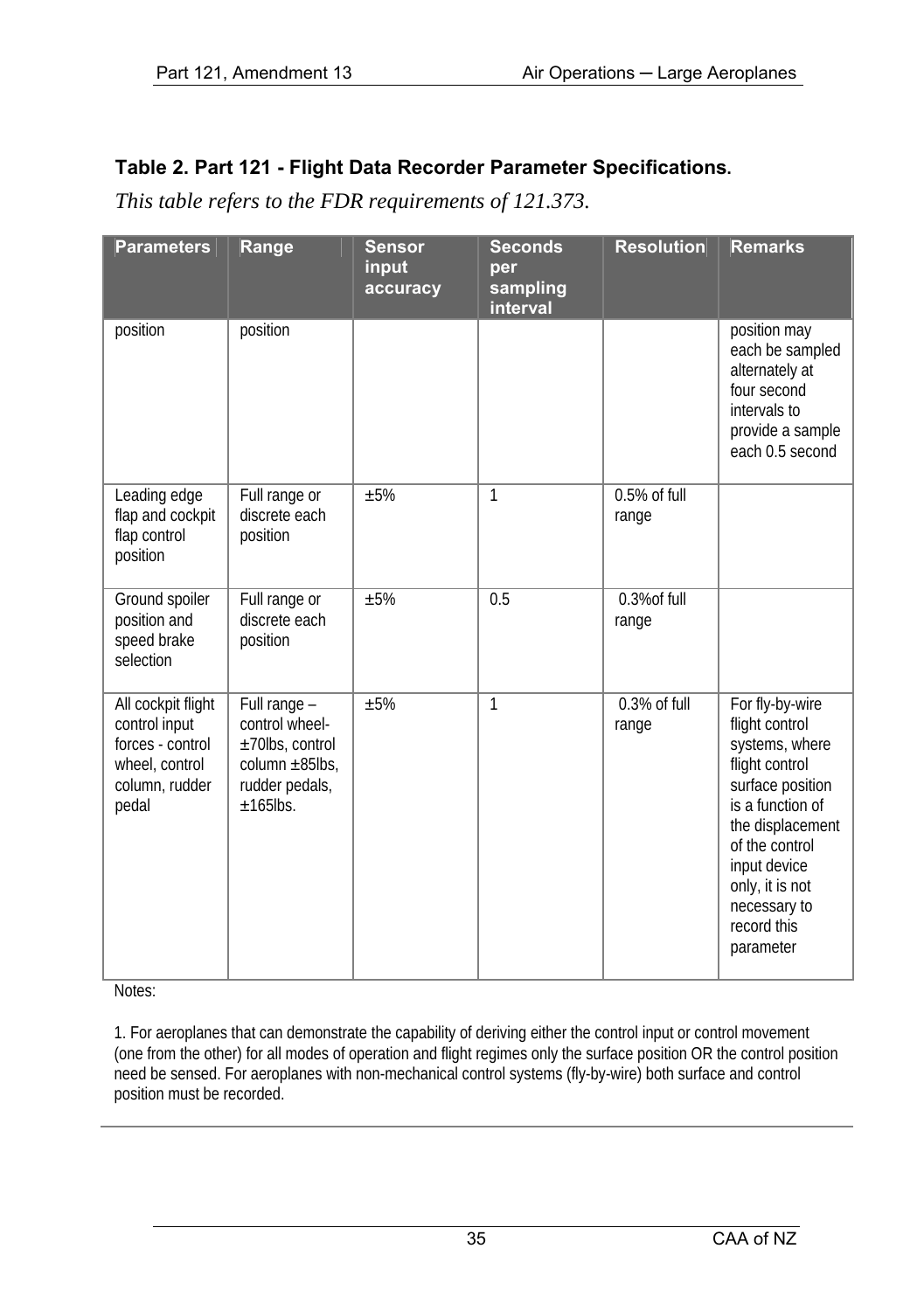## Table 2. Part 121 - Flight Data Recorder Parameter Specifications.

*This table refers to the FDR requirements of 121.373.*

| Parameters | Range | Sensor input accuracy | Seconds per sampling interval | Resolution | Remarks |
|---|---|---|---|---|---|
| position | position | | | | position may each be sampled alternately at four second intervals to provide a sample each 0.5 second |
| Leading edge flap and cockpit flap control position | Full range or discrete each position | ±5% | 1 | 0.5% of full range | |
| Ground spoiler position and speed brake selection | Full range or discrete each position | ±5% | 0.5 | 0.3%of full range | |
| All cockpit flight control input forces - control wheel, control column, rudder pedal | Full range – control wheel- ±70lbs, control column ±85lbs, rudder pedals, ±165lbs. | ±5% | 1 | 0.3% of full range | For fly-by-wire flight control systems, where flight control surface position is a function of the displacement of the control input device only, it is not necessary to record this parameter |

Notes:

1. For aeroplanes that can demonstrate the capability of deriving either the control input or control movement (one from the other) for all modes of operation and flight regimes only the surface position OR the control position need be sensed. For aeroplanes with non-mechanical control systems (fly-by-wire) both surface and control position must be recorded.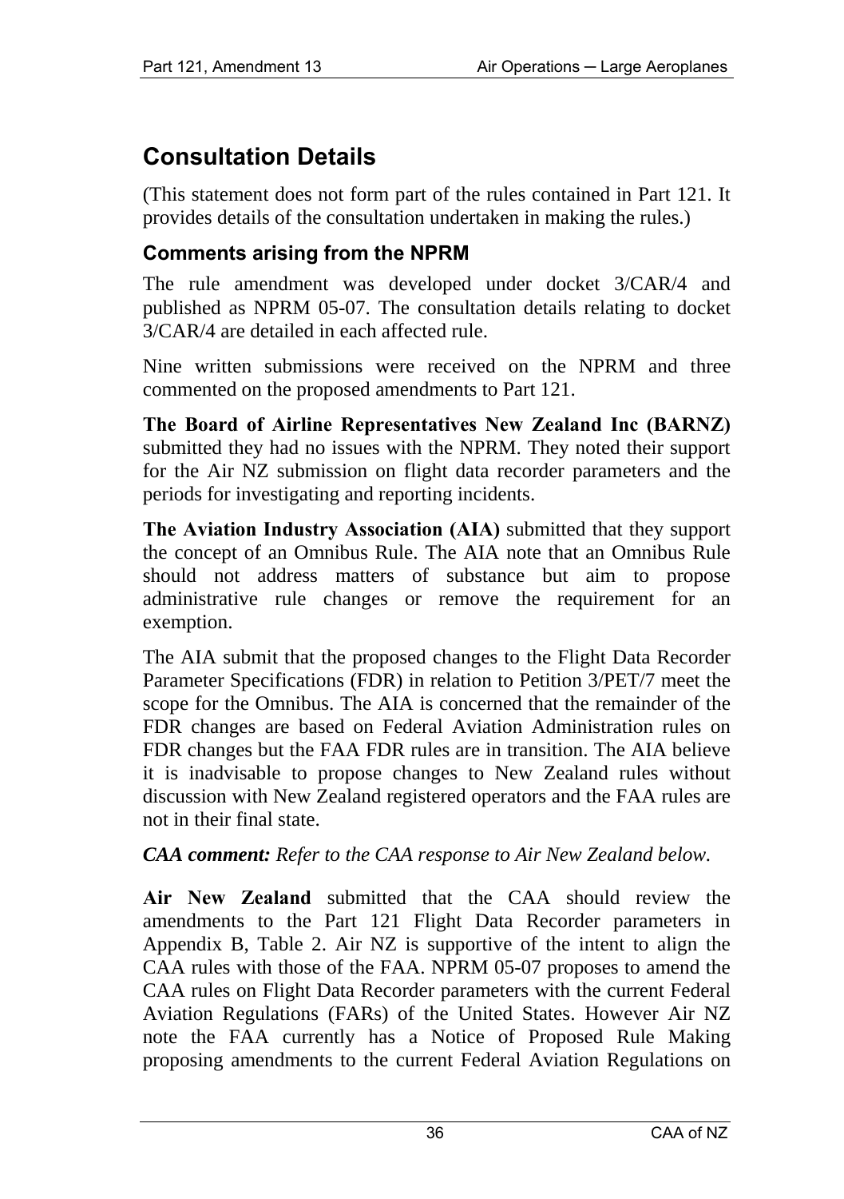# Consultation Details

(This statement does not form part of the rules contained in Part 121. It provides details of the consultation undertaken in making the rules.)

## Comments arising from the NPRM

The rule amendment was developed under docket 3/CAR/4 and published as NPRM 05-07. The consultation details relating to docket 3/CAR/4 are detailed in each affected rule.

Nine written submissions were received on the NPRM and three commented on the proposed amendments to Part 121.

**The Board of Airline Representatives New Zealand Inc (BARNZ)** submitted they had no issues with the NPRM. They noted their support for the Air NZ submission on flight data recorder parameters and the periods for investigating and reporting incidents.

**The Aviation Industry Association (AIA)** submitted that they support the concept of an Omnibus Rule. The AIA note that an Omnibus Rule should not address matters of substance but aim to propose administrative rule changes or remove the requirement for an exemption.

The AIA submit that the proposed changes to the Flight Data Recorder Parameter Specifications (FDR) in relation to Petition 3/PET/7 meet the scope for the Omnibus. The AIA is concerned that the remainder of the FDR changes are based on Federal Aviation Administration rules on FDR changes but the FAA FDR rules are in transition. The AIA believe it is inadvisable to propose changes to New Zealand rules without discussion with New Zealand registered operators and the FAA rules are not in their final state.

***CAA comment:*** *Refer to the CAA response to Air New Zealand below.*

**Air New Zealand** submitted that the CAA should review the amendments to the Part 121 Flight Data Recorder parameters in Appendix B, Table 2. Air NZ is supportive of the intent to align the CAA rules with those of the FAA. NPRM 05-07 proposes to amend the CAA rules on Flight Data Recorder parameters with the current Federal Aviation Regulations (FARs) of the United States. However Air NZ note the FAA currently has a Notice of Proposed Rule Making proposing amendments to the current Federal Aviation Regulations on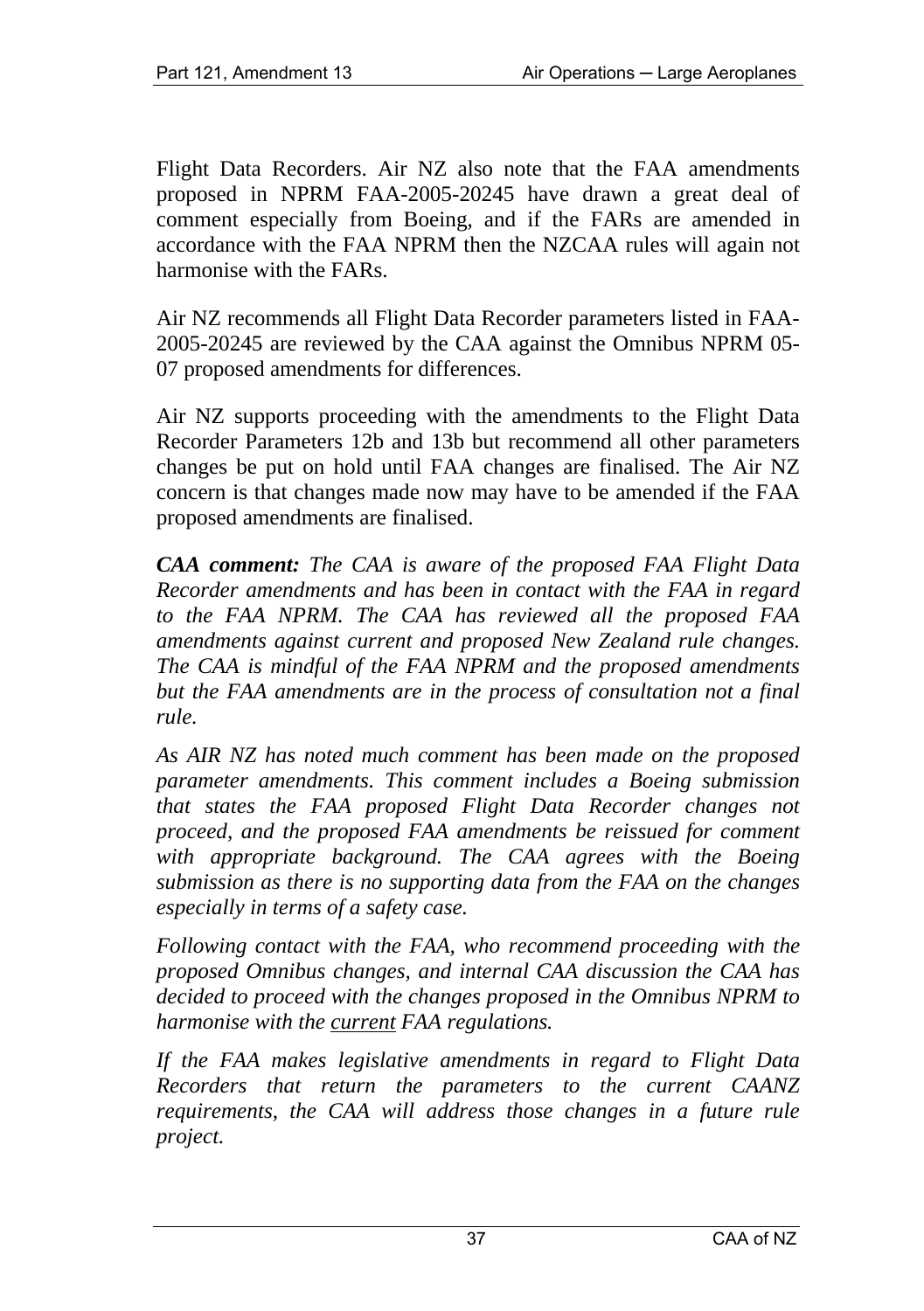Flight Data Recorders. Air NZ also note that the FAA amendments proposed in NPRM FAA-2005-20245 have drawn a great deal of comment especially from Boeing, and if the FARs are amended in accordance with the FAA NPRM then the NZCAA rules will again not harmonise with the FARs.

Air NZ recommends all Flight Data Recorder parameters listed in FAA-2005-20245 are reviewed by the CAA against the Omnibus NPRM 05-07 proposed amendments for differences.

Air NZ supports proceeding with the amendments to the Flight Data Recorder Parameters 12b and 13b but recommend all other parameters changes be put on hold until FAA changes are finalised. The Air NZ concern is that changes made now may have to be amended if the FAA proposed amendments are finalised.

***CAA comment:*** *The CAA is aware of the proposed FAA Flight Data Recorder amendments and has been in contact with the FAA in regard to the FAA NPRM. The CAA has reviewed all the proposed FAA amendments against current and proposed New Zealand rule changes. The CAA is mindful of the FAA NPRM and the proposed amendments but the FAA amendments are in the process of consultation not a final rule.*

*As AIR NZ has noted much comment has been made on the proposed parameter amendments. This comment includes a Boeing submission that states the FAA proposed Flight Data Recorder changes not proceed, and the proposed FAA amendments be reissued for comment with appropriate background. The CAA agrees with the Boeing submission as there is no supporting data from the FAA on the changes especially in terms of a safety case.*

*Following contact with the FAA, who recommend proceeding with the proposed Omnibus changes, and internal CAA discussion the CAA has decided to proceed with the changes proposed in the Omnibus NPRM to harmonise with the <u>current</u> FAA regulations.*

*If the FAA makes legislative amendments in regard to Flight Data Recorders that return the parameters to the current CAANZ requirements, the CAA will address those changes in a future rule project.*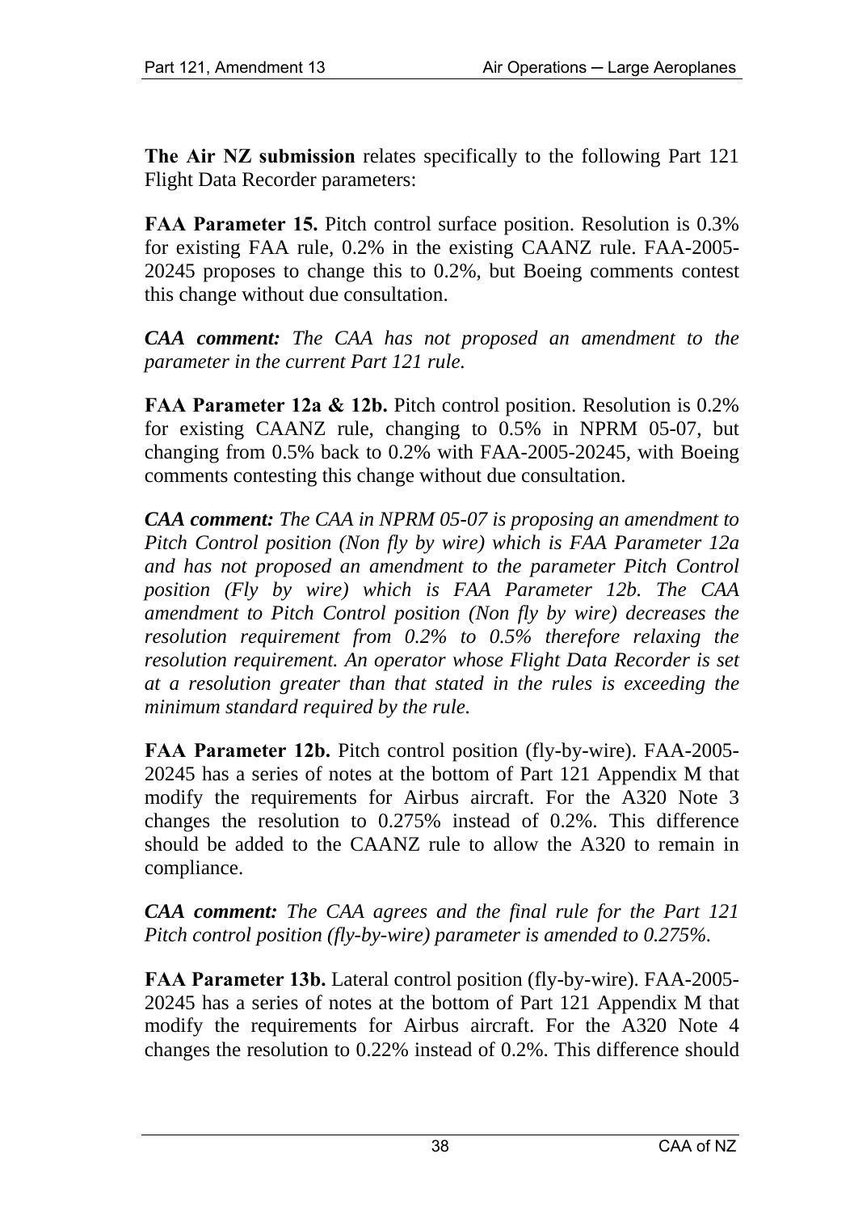**The Air NZ submission** relates specifically to the following Part 121 Flight Data Recorder parameters:

**FAA Parameter 15.** Pitch control surface position. Resolution is 0.3% for existing FAA rule, 0.2% in the existing CAANZ rule. FAA-2005-20245 proposes to change this to 0.2%, but Boeing comments contest this change without due consultation.

***CAA comment:*** *The CAA has not proposed an amendment to the parameter in the current Part 121 rule.*

**FAA Parameter 12a & 12b.** Pitch control position. Resolution is 0.2% for existing CAANZ rule, changing to 0.5% in NPRM 05-07, but changing from 0.5% back to 0.2% with FAA-2005-20245, with Boeing comments contesting this change without due consultation.

***CAA comment:*** *The CAA in NPRM 05-07 is proposing an amendment to Pitch Control position (Non fly by wire) which is FAA Parameter 12a and has not proposed an amendment to the parameter Pitch Control position (Fly by wire) which is FAA Parameter 12b. The CAA amendment to Pitch Control position (Non fly by wire) decreases the resolution requirement from 0.2% to 0.5% therefore relaxing the resolution requirement. An operator whose Flight Data Recorder is set at a resolution greater than that stated in the rules is exceeding the minimum standard required by the rule.*

**FAA Parameter 12b.** Pitch control position (fly-by-wire). FAA-2005-20245 has a series of notes at the bottom of Part 121 Appendix M that modify the requirements for Airbus aircraft. For the A320 Note 3 changes the resolution to 0.275% instead of 0.2%. This difference should be added to the CAANZ rule to allow the A320 to remain in compliance.

***CAA comment:*** *The CAA agrees and the final rule for the Part 121 Pitch control position (fly-by-wire) parameter is amended to 0.275%.*

**FAA Parameter 13b.** Lateral control position (fly-by-wire). FAA-2005-20245 has a series of notes at the bottom of Part 121 Appendix M that modify the requirements for Airbus aircraft. For the A320 Note 4 changes the resolution to 0.22% instead of 0.2%. This difference should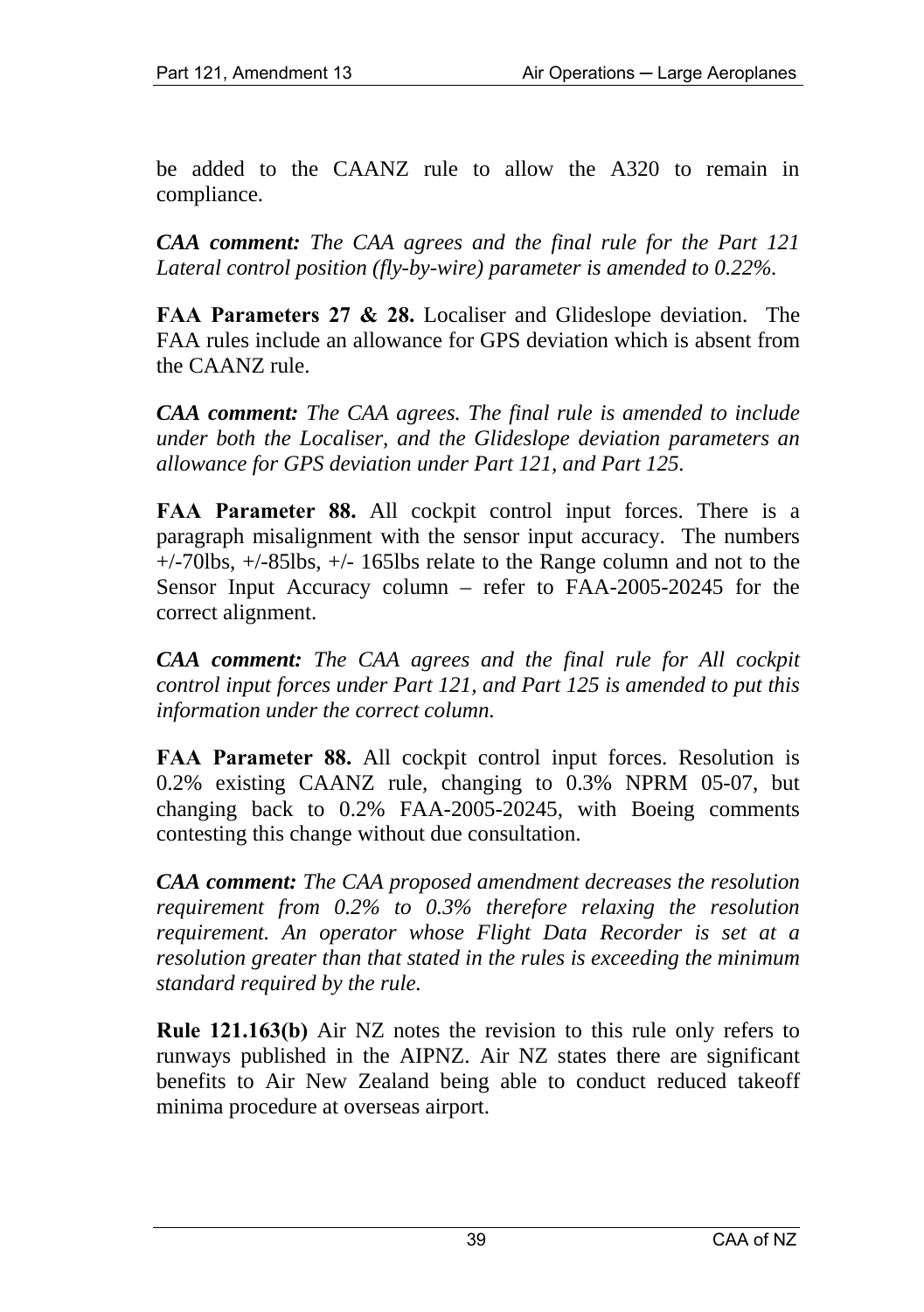be added to the CAANZ rule to allow the A320 to remain in compliance.

***CAA comment:*** *The CAA agrees and the final rule for the Part 121 Lateral control position (fly-by-wire) parameter is amended to 0.22%.*

**FAA Parameters 27 & 28.** Localiser and Glideslope deviation. The FAA rules include an allowance for GPS deviation which is absent from the CAANZ rule.

***CAA comment:*** *The CAA agrees. The final rule is amended to include under both the Localiser, and the Glideslope deviation parameters an allowance for GPS deviation under Part 121, and Part 125.*

**FAA Parameter 88.** All cockpit control input forces. There is a paragraph misalignment with the sensor input accuracy. The numbers +/-70lbs, +/-85lbs, +/- 165lbs relate to the Range column and not to the Sensor Input Accuracy column – refer to FAA-2005-20245 for the correct alignment.

***CAA comment:*** *The CAA agrees and the final rule for All cockpit control input forces under Part 121, and Part 125 is amended to put this information under the correct column.*

**FAA Parameter 88.** All cockpit control input forces. Resolution is 0.2% existing CAANZ rule, changing to 0.3% NPRM 05-07, but changing back to 0.2% FAA-2005-20245, with Boeing comments contesting this change without due consultation.

***CAA comment:*** *The CAA proposed amendment decreases the resolution requirement from 0.2% to 0.3% therefore relaxing the resolution requirement. An operator whose Flight Data Recorder is set at a resolution greater than that stated in the rules is exceeding the minimum standard required by the rule.*

**Rule 121.163(b)** Air NZ notes the revision to this rule only refers to runways published in the AIPNZ. Air NZ states there are significant benefits to Air New Zealand being able to conduct reduced takeoff minima procedure at overseas airport.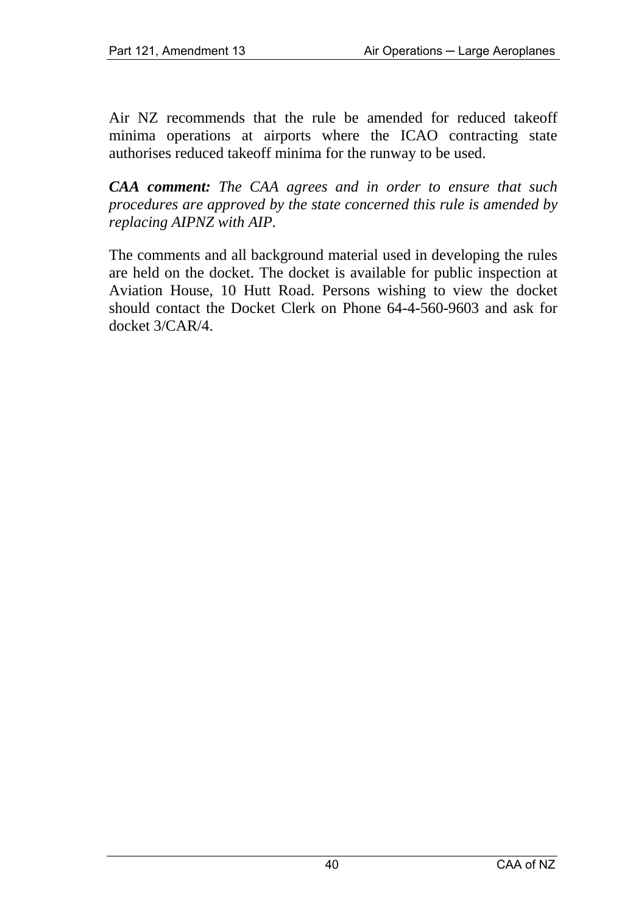Air NZ recommends that the rule be amended for reduced takeoff minima operations at airports where the ICAO contracting state authorises reduced takeoff minima for the runway to be used.

***CAA comment:*** *The CAA agrees and in order to ensure that such procedures are approved by the state concerned this rule is amended by replacing AIPNZ with AIP.*

The comments and all background material used in developing the rules are held on the docket. The docket is available for public inspection at Aviation House, 10 Hutt Road. Persons wishing to view the docket should contact the Docket Clerk on Phone 64-4-560-9603 and ask for docket 3/CAR/4.